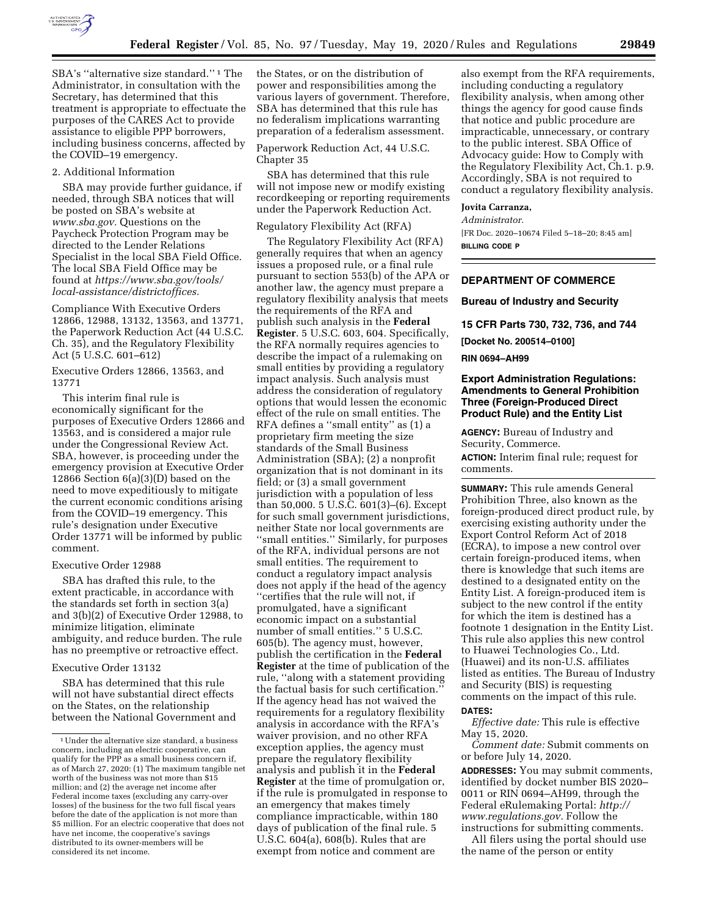SBA's "alternative size standard." [1] The Administrator, in consultation with the Secretary, has determined that this treatment is appropriate to effectuate the purposes of the CARES Act to provide assistance to eligible PPP borrowers, including business concerns, affected by the COVID–19 emergency.

2. Additional Information

SBA may provide further guidance, if needed, through SBA notices that will be posted on SBA's website at *www.sba.gov*. Questions on the Paycheck Protection Program may be directed to the Lender Relations Specialist in the local SBA Field Office. The local SBA Field Office may be found at *https://www.sba.gov/tools/local-assistance/districtoffices*.

Compliance With Executive Orders 12866, 12988, 13132, 13563, and 13771, the Paperwork Reduction Act (44 U.S.C. Ch. 35), and the Regulatory Flexibility Act (5 U.S.C. 601–612)

Executive Orders 12866, 13563, and 13771

This interim final rule is economically significant for the purposes of Executive Orders 12866 and 13563, and is considered a major rule under the Congressional Review Act. SBA, however, is proceeding under the emergency provision at Executive Order 12866 Section 6(a)(3)(D) based on the need to move expeditiously to mitigate the current economic conditions arising from the COVID–19 emergency. This rule's designation under Executive Order 13771 will be informed by public comment.

Executive Order 12988

SBA has drafted this rule, to the extent practicable, in accordance with the standards set forth in section 3(a) and 3(b)(2) of Executive Order 12988, to minimize litigation, eliminate ambiguity, and reduce burden. The rule has no preemptive or retroactive effect.

Executive Order 13132

SBA has determined that this rule will not have substantial direct effects on the States, on the relationship between the National Government and the States, or on the distribution of power and responsibilities among the various layers of government. Therefore, SBA has determined that this rule has no federalism implications warranting preparation of a federalism assessment.

Paperwork Reduction Act, 44 U.S.C. Chapter 35

SBA has determined that this rule will not impose new or modify existing recordkeeping or reporting requirements under the Paperwork Reduction Act.

Regulatory Flexibility Act (RFA)

The Regulatory Flexibility Act (RFA) generally requires that when an agency issues a proposed rule, or a final rule pursuant to section 553(b) of the APA or another law, the agency must prepare a regulatory flexibility analysis that meets the requirements of the RFA and publish such analysis in the **Federal Register**. 5 U.S.C. 603, 604. Specifically, the RFA normally requires agencies to describe the impact of a rulemaking on small entities by providing a regulatory impact analysis. Such analysis must address the consideration of regulatory options that would lessen the economic effect of the rule on small entities. The RFA defines a "small entity" as (1) a proprietary firm meeting the size standards of the Small Business Administration (SBA); (2) a nonprofit organization that is not dominant in its field; or (3) a small government jurisdiction with a population of less than 50,000. 5 U.S.C. 601(3)–(6). Except for such small government jurisdictions, neither State nor local governments are "small entities." Similarly, for purposes of the RFA, individual persons are not small entities. The requirement to conduct a regulatory impact analysis does not apply if the head of the agency "certifies that the rule will not, if promulgated, have a significant economic impact on a substantial number of small entities." 5 U.S.C. 605(b). The agency must, however, publish the certification in the **Federal Register** at the time of publication of the rule, "along with a statement providing the factual basis for such certification." If the agency head has not waived the requirements for a regulatory flexibility analysis in accordance with the RFA's waiver provision, and no other RFA exception applies, the agency must prepare the regulatory flexibility analysis and publish it in the **Federal Register** at the time of promulgation or, if the rule is promulgated in response to an emergency that makes timely compliance impracticable, within 180 days of publication of the final rule. 5 U.S.C. 604(a), 608(b). Rules that are exempt from notice and comment are also exempt from the RFA requirements, including conducting a regulatory flexibility analysis, when among other things the agency for good cause finds that notice and public procedure are impracticable, unnecessary, or contrary to the public interest. SBA Office of Advocacy guide: How to Comply with the Regulatory Flexibility Act, Ch.1. p.9. Accordingly, SBA is not required to conduct a regulatory flexibility analysis.

**Jovita Carranza,**

*Administrator.*

[FR Doc. 2020–10674 Filed 5–18–20; 8:45 am]

**BILLING CODE P**

[1] Under the alternative size standard, a business concern, including an electric cooperative, can qualify for the PPP as a small business concern if, as of March 27, 2020: (1) The maximum tangible net worth of the business was not more than $15 million; and (2) the average net income after Federal income taxes (excluding any carry-over losses) of the business for the two full fiscal years before the date of the application is not more than $5 million. For an electric cooperative that does not have net income, the cooperative's savings distributed to its owner-members will be considered its net income.

---

## DEPARTMENT OF COMMERCE

### Bureau of Industry and Security

### 15 CFR Parts 730, 732, 736, and 744

**[Docket No. 200514–0100]**

**RIN 0694–AH99**

### Export Administration Regulations: Amendments to General Prohibition Three (Foreign-Produced Direct Product Rule) and the Entity List

**AGENCY:** Bureau of Industry and Security, Commerce.

**ACTION:** Interim final rule; request for comments.

**SUMMARY:** This rule amends General Prohibition Three, also known as the foreign-produced direct product rule, by exercising existing authority under the Export Control Reform Act of 2018 (ECRA), to impose a new control over certain foreign-produced items, when there is knowledge that such items are destined to a designated entity on the Entity List. A foreign-produced item is subject to the new control if the entity for which the item is destined has a footnote 1 designation in the Entity List. This rule also applies this new control to Huawei Technologies Co., Ltd. (Huawei) and its non-U.S. affiliates listed as entities. The Bureau of Industry and Security (BIS) is requesting comments on the impact of this rule.

**DATES:**

*Effective date:* This rule is effective May 15, 2020.

*Comment date:* Submit comments on or before July 14, 2020.

**ADDRESSES:** You may submit comments, identified by docket number BIS 2020–0011 or RIN 0694–AH99, through the Federal eRulemaking Portal: *http://www.regulations.gov*. Follow the instructions for submitting comments.

All filers using the portal should use the name of the person or entity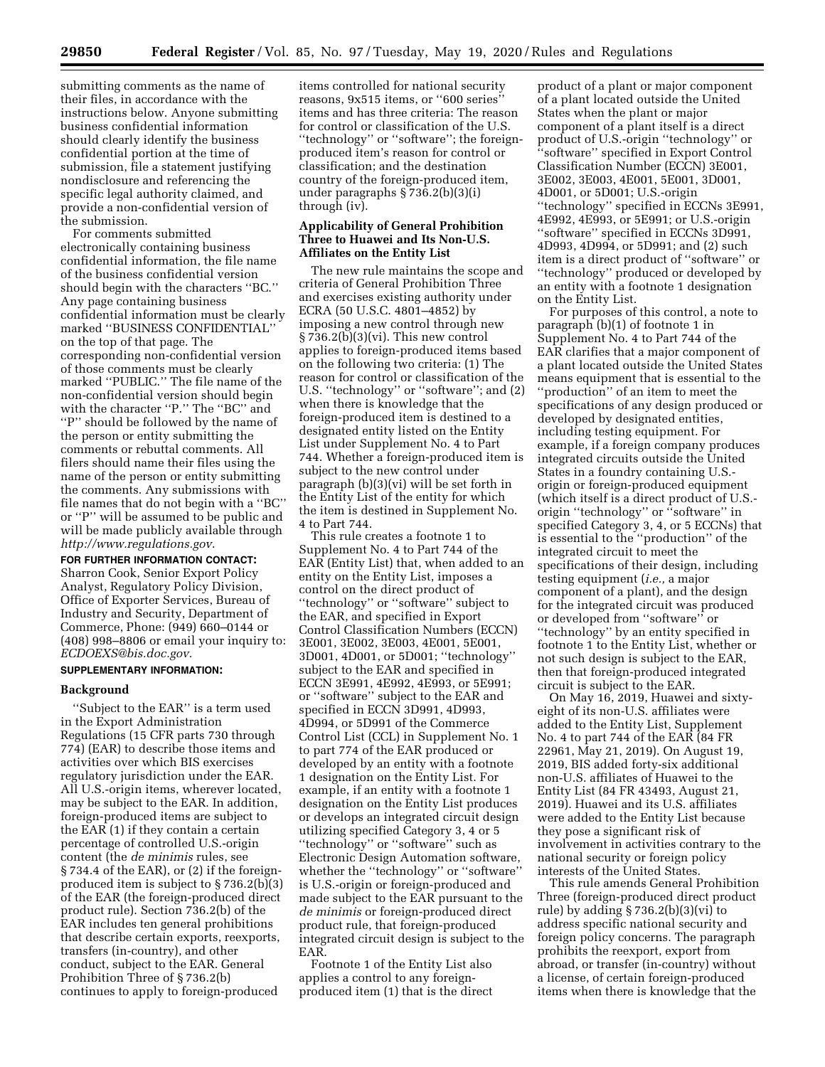submitting comments as the name of their files, in accordance with the instructions below. Anyone submitting business confidential information should clearly identify the business confidential portion at the time of submission, file a statement justifying nondisclosure and referencing the specific legal authority claimed, and provide a non-confidential version of the submission.

For comments submitted electronically containing business confidential information, the file name of the business confidential version should begin with the characters ''BC.'' Any page containing business confidential information must be clearly marked ''BUSINESS CONFIDENTIAL'' on the top of that page. The corresponding non-confidential version of those comments must be clearly marked ''PUBLIC.'' The file name of the non-confidential version should begin with the character ''P.'' The ''BC'' and ''P'' should be followed by the name of the person or entity submitting the comments or rebuttal comments. All filers should name their files using the name of the person or entity submitting the comments. Any submissions with file names that do not begin with a ''BC'' or ''P'' will be assumed to be public and will be made publicly available through *http://www.regulations.gov*.

**FOR FURTHER INFORMATION CONTACT:** Sharron Cook, Senior Export Policy Analyst, Regulatory Policy Division, Office of Exporter Services, Bureau of Industry and Security, Department of Commerce, Phone: (949) 660–0144 or (408) 998–8806 or email your inquiry to: *ECDOEXS@bis.doc.gov*.

**SUPPLEMENTARY INFORMATION:**

## Background

''Subject to the EAR'' is a term used in the Export Administration Regulations (15 CFR parts 730 through 774) (EAR) to describe those items and activities over which BIS exercises regulatory jurisdiction under the EAR. All U.S.-origin items, wherever located, may be subject to the EAR. In addition, foreign-produced items are subject to the EAR (1) if they contain a certain percentage of controlled U.S.-origin content (the *de minimis* rules, see § 734.4 of the EAR), or (2) if the foreign-produced item is subject to § 736.2(b)(3) of the EAR (the foreign-produced direct product rule). Section 736.2(b) of the EAR includes ten general prohibitions that describe certain exports, reexports, transfers (in-country), and other conduct, subject to the EAR. General Prohibition Three of § 736.2(b) continues to apply to foreign-produced items controlled for national security reasons, 9x515 items, or ''600 series'' items and has three criteria: The reason for control or classification of the U.S. ''technology'' or ''software''; the foreign-produced item's reason for control or classification; and the destination country of the foreign-produced item, under paragraphs § 736.2(b)(3)(i) through (iv).

## Applicability of General Prohibition Three to Huawei and Its Non-U.S. Affiliates on the Entity List

The new rule maintains the scope and criteria of General Prohibition Three and exercises existing authority under ECRA (50 U.S.C. 4801–4852) by imposing a new control through new § 736.2(b)(3)(vi). This new control applies to foreign-produced items based on the following two criteria: (1) The reason for control or classification of the U.S. ''technology'' or ''software''; and (2) when there is knowledge that the foreign-produced item is destined to a designated entity listed on the Entity List under Supplement No. 4 to Part 744. Whether a foreign-produced item is subject to the new control under paragraph (b)(3)(vi) will be set forth in the Entity List of the entity for which the item is destined in Supplement No. 4 to Part 744.

This rule creates a footnote 1 to Supplement No. 4 to Part 744 of the EAR (Entity List) that, when added to an entity on the Entity List, imposes a control on the direct product of ''technology'' or ''software'' subject to the EAR, and specified in Export Control Classification Numbers (ECCN) 3E001, 3E002, 3E003, 4E001, 5E001, 3D001, 4D001, or 5D001; ''technology'' subject to the EAR and specified in ECCN 3E991, 4E992, 4E993, or 5E991; or ''software'' subject to the EAR and specified in ECCN 3D991, 4D993, 4D994, or 5D991 of the Commerce Control List (CCL) in Supplement No. 1 to part 774 of the EAR produced or developed by an entity with a footnote 1 designation on the Entity List. For example, if an entity with a footnote 1 designation on the Entity List produces or develops an integrated circuit design utilizing specified Category 3, 4 or 5 ''technology'' or ''software'' such as Electronic Design Automation software, whether the ''technology'' or ''software'' is U.S.-origin or foreign-produced and made subject to the EAR pursuant to the *de minimis* or foreign-produced direct product rule, that foreign-produced integrated circuit design is subject to the EAR.

Footnote 1 of the Entity List also applies a control to any foreign-produced item (1) that is the direct product of a plant or major component of a plant located outside the United States when the plant or major component of a plant itself is a direct product of U.S.-origin ''technology'' or ''software'' specified in Export Control Classification Number (ECCN) 3E001, 3E002, 3E003, 4E001, 5E001, 3D001, 4D001, or 5D001; U.S.-origin ''technology'' specified in ECCNs 3E991, 4E992, 4E993, or 5E991; or U.S.-origin ''software'' specified in ECCNs 3D991, 4D993, 4D994, or 5D991; and (2) such item is a direct product of ''software'' or ''technology'' produced or developed by an entity with a footnote 1 designation on the Entity List.

For purposes of this control, a note to paragraph (b)(1) of footnote 1 in Supplement No. 4 to Part 744 of the EAR clarifies that a major component of a plant located outside the United States means equipment that is essential to the ''production'' of an item to meet the specifications of any design produced or developed by designated entities, including testing equipment. For example, if a foreign company produces integrated circuits outside the United States in a foundry containing U.S.-origin or foreign-produced equipment (which itself is a direct product of U.S.-origin ''technology'' or ''software'' in specified Category 3, 4, or 5 ECCNs) that is essential to the ''production'' of the integrated circuit to meet the specifications of their design, including testing equipment (*i.e.,* a major component of a plant), and the design for the integrated circuit was produced or developed from ''software'' or ''technology'' by an entity specified in footnote 1 to the Entity List, whether or not such design is subject to the EAR, then that foreign-produced integrated circuit is subject to the EAR.

On May 16, 2019, Huawei and sixty-eight of its non-U.S. affiliates were added to the Entity List, Supplement No. 4 to part 744 of the EAR (84 FR 22961, May 21, 2019). On August 19, 2019, BIS added forty-six additional non-U.S. affiliates of Huawei to the Entity List (84 FR 43493, August 21, 2019). Huawei and its U.S. affiliates were added to the Entity List because they pose a significant risk of involvement in activities contrary to the national security or foreign policy interests of the United States.

This rule amends General Prohibition Three (foreign-produced direct product rule) by adding § 736.2(b)(3)(vi) to address specific national security and foreign policy concerns. The paragraph prohibits the reexport, export from abroad, or transfer (in-country) without a license, of certain foreign-produced items when there is knowledge that the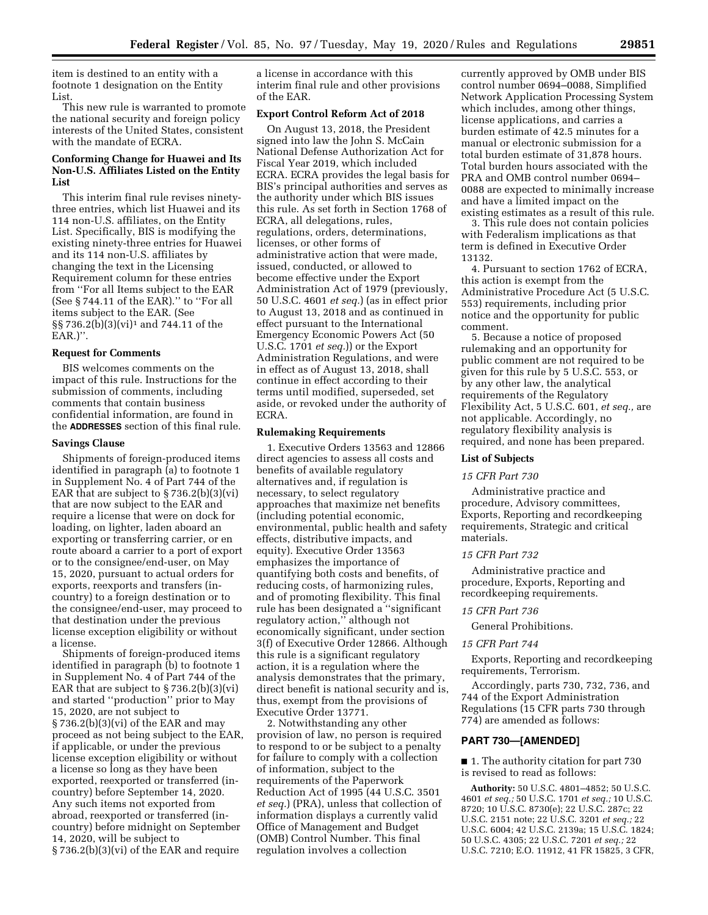item is destined to an entity with a footnote 1 designation on the Entity List.

This new rule is warranted to promote the national security and foreign policy interests of the United States, consistent with the mandate of ECRA.

### Conforming Change for Huawei and Its Non-U.S. Affiliates Listed on the Entity List

This interim final rule revises ninety-three entries, which list Huawei and its 114 non-U.S. affiliates, on the Entity List. Specifically, BIS is modifying the existing ninety-three entries for Huawei and its 114 non-U.S. affiliates by changing the text in the Licensing Requirement column for these entries from ''For all Items subject to the EAR (See § 744.11 of the EAR).'' to ''For all items subject to the EAR. (See §§ 736.2(b)(3)(vi)[1] and 744.11 of the EAR.)''.

### Request for Comments

BIS welcomes comments on the impact of this rule. Instructions for the submission of comments, including comments that contain business confidential information, are found in the **ADDRESSES** section of this final rule.

### Savings Clause

Shipments of foreign-produced items identified in paragraph (a) to footnote 1 in Supplement No. 4 of Part 744 of the EAR that are subject to § 736.2(b)(3)(vi) that are now subject to the EAR and require a license that were on dock for loading, on lighter, laden aboard an exporting or transferring carrier, or en route aboard a carrier to a port of export or to the consignee/end-user, on May 15, 2020, pursuant to actual orders for exports, reexports and transfers (in-country) to a foreign destination or to the consignee/end-user, may proceed to that destination under the previous license exception eligibility or without a license.

Shipments of foreign-produced items identified in paragraph (b) to footnote 1 in Supplement No. 4 of Part 744 of the EAR that are subject to § 736.2(b)(3)(vi) and started ''production'' prior to May 15, 2020, are not subject to § 736.2(b)(3)(vi) of the EAR and may proceed as not being subject to the EAR, if applicable, or under the previous license exception eligibility or without a license so long as they have been exported, reexported or transferred (in-country) before September 14, 2020. Any such items not exported from abroad, reexported or transferred (in-country) before midnight on September 14, 2020, will be subject to § 736.2(b)(3)(vi) of the EAR and require a license in accordance with this interim final rule and other provisions of the EAR.

### Export Control Reform Act of 2018

On August 13, 2018, the President signed into law the John S. McCain National Defense Authorization Act for Fiscal Year 2019, which included ECRA. ECRA provides the legal basis for BIS's principal authorities and serves as the authority under which BIS issues this rule. As set forth in Section 1768 of ECRA, all delegations, rules, regulations, orders, determinations, licenses, or other forms of administrative action that were made, issued, conducted, or allowed to become effective under the Export Administration Act of 1979 (previously, 50 U.S.C. 4601 *et seq.*) (as in effect prior to August 13, 2018 and as continued in effect pursuant to the International Emergency Economic Powers Act (50 U.S.C. 1701 *et seq.*)) or the Export Administration Regulations, and were in effect as of August 13, 2018, shall continue in effect according to their terms until modified, superseded, set aside, or revoked under the authority of ECRA.

### Rulemaking Requirements

1. Executive Orders 13563 and 12866 direct agencies to assess all costs and benefits of available regulatory alternatives and, if regulation is necessary, to select regulatory approaches that maximize net benefits (including potential economic, environmental, public health and safety effects, distributive impacts, and equity). Executive Order 13563 emphasizes the importance of quantifying both costs and benefits, of reducing costs, of harmonizing rules, and of promoting flexibility. This final rule has been designated a ''significant regulatory action,'' although not economically significant, under section 3(f) of Executive Order 12866. Although this rule is a significant regulatory action, it is a regulation where the analysis demonstrates that the primary, direct benefit is national security and is, thus, exempt from the provisions of Executive Order 13771.

2. Notwithstanding any other provision of law, no person is required to respond to or be subject to a penalty for failure to comply with a collection of information, subject to the requirements of the Paperwork Reduction Act of 1995 (44 U.S.C. 3501 *et seq.*) (PRA), unless that collection of information displays a currently valid Office of Management and Budget (OMB) Control Number. This final regulation involves a collection currently approved by OMB under BIS control number 0694–0088, Simplified Network Application Processing System which includes, among other things, license applications, and carries a burden estimate of 42.5 minutes for a manual or electronic submission for a total burden estimate of 31,878 hours. Total burden hours associated with the PRA and OMB control number 0694–0088 are expected to minimally increase and have a limited impact on the existing estimates as a result of this rule.

3. This rule does not contain policies with Federalism implications as that term is defined in Executive Order 13132.

4. Pursuant to section 1762 of ECRA, this action is exempt from the Administrative Procedure Act (5 U.S.C. 553) requirements, including prior notice and the opportunity for public comment.

5. Because a notice of proposed rulemaking and an opportunity for public comment are not required to be given for this rule by 5 U.S.C. 553, or by any other law, the analytical requirements of the Regulatory Flexibility Act, 5 U.S.C. 601, *et seq.,* are not applicable. Accordingly, no regulatory flexibility analysis is required, and none has been prepared.

### List of Subjects

*15 CFR Part 730*

Administrative practice and procedure, Advisory committees, Exports, Reporting and recordkeeping requirements, Strategic and critical materials.

*15 CFR Part 732*

Administrative practice and procedure, Exports, Reporting and recordkeeping requirements.

*15 CFR Part 736*

General Prohibitions.

*15 CFR Part 744*

Exports, Reporting and recordkeeping requirements, Terrorism.

Accordingly, parts 730, 732, 736, and 744 of the Export Administration Regulations (15 CFR parts 730 through 774) are amended as follows:

## PART 730—[AMENDED]

■ 1. The authority citation for part 730 is revised to read as follows:

**Authority:** 50 U.S.C. 4801–4852; 50 U.S.C. 4601 *et seq.;* 50 U.S.C. 1701 *et seq.;* 10 U.S.C. 8720; 10 U.S.C. 8730(e); 22 U.S.C. 287c; 22 U.S.C. 2151 note; 22 U.S.C. 3201 *et seq.;* 22 U.S.C. 6004; 42 U.S.C. 2139a; 15 U.S.C. 1824; 50 U.S.C. 4305; 22 U.S.C. 7201 *et seq.;* 22 U.S.C. 7210; E.O. 11912, 41 FR 15825, 3 CFR,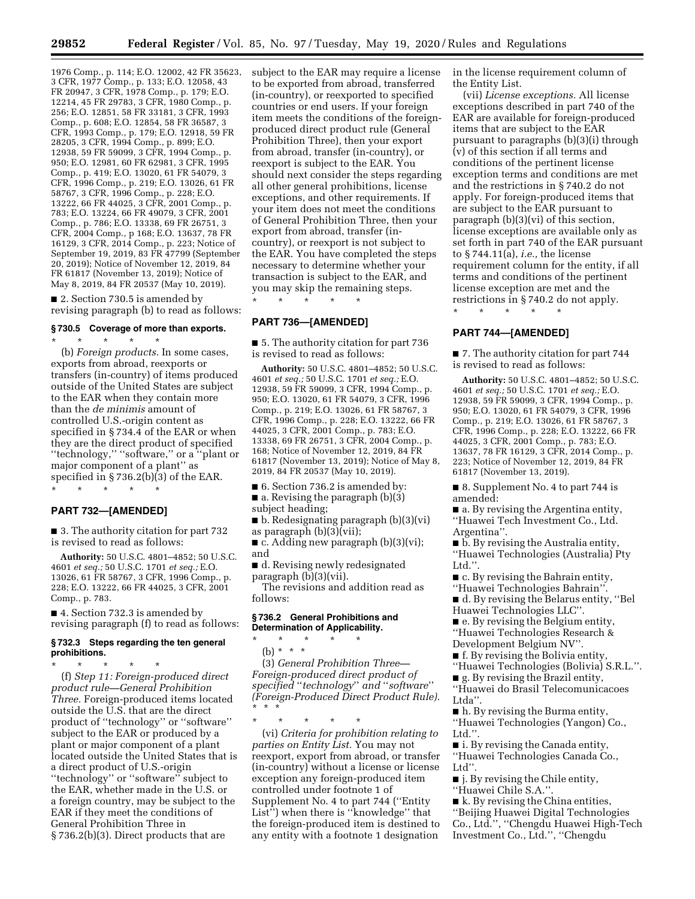1976 Comp., p. 114; E.O. 12002, 42 FR 35623, 3 CFR, 1977 Comp., p. 133; E.O. 12058, 43 FR 20947, 3 CFR, 1978 Comp., p. 179; E.O. 12214, 45 FR 29783, 3 CFR, 1980 Comp., p. 256; E.O. 12851, 58 FR 33181, 3 CFR, 1993 Comp., p. 608; E.O. 12854, 58 FR 36587, 3 CFR, 1993 Comp., p. 179; E.O. 12918, 59 FR 28205, 3 CFR, 1994 Comp., p. 899; E.O. 12938, 59 FR 59099, 3 CFR, 1994 Comp., p. 950; E.O. 12981, 60 FR 62981, 3 CFR, 1995 Comp., p. 419; E.O. 13020, 61 FR 54079, 3 CFR, 1996 Comp., p. 219; E.O. 13026, 61 FR 58767, 3 CFR, 1996 Comp., p. 228; E.O. 13222, 66 FR 44025, 3 CFR, 2001 Comp., p. 783; E.O. 13224, 66 FR 49079, 3 CFR, 2001 Comp., p. 786; E.O. 13338, 69 FR 26751, 3 CFR, 2004 Comp., p 168; E.O. 13637, 78 FR 16129, 3 CFR, 2014 Comp., p. 223; Notice of September 19, 2019, 83 FR 47799 (September 20, 2019); Notice of November 12, 2019, 84 FR 61817 (November 13, 2019); Notice of May 8, 2019, 84 FR 20537 (May 10, 2019).

■ 2. Section 730.5 is amended by revising paragraph (b) to read as follows:

### § 730.5 Coverage of more than exports.

\* \* \* \* \*

(b) *Foreign products.* In some cases, exports from abroad, reexports or transfers (in-country) of items produced outside of the United States are subject to the EAR when they contain more than the *de minimis* amount of controlled U.S.-origin content as specified in § 734.4 of the EAR or when they are the direct product of specified ''technology,'' ''software,'' or a ''plant or major component of a plant'' as specified in § 736.2(b)(3) of the EAR.

\* \* \* \* \*

## PART 732—[AMENDED]

■ 3. The authority citation for part 732 is revised to read as follows:

**Authority:** 50 U.S.C. 4801–4852; 50 U.S.C. 4601 *et seq.;* 50 U.S.C. 1701 *et seq.;* E.O. 13026, 61 FR 58767, 3 CFR, 1996 Comp., p. 228; E.O. 13222, 66 FR 44025, 3 CFR, 2001 Comp., p. 783.

■ 4. Section 732.3 is amended by revising paragraph (f) to read as follows:

### § 732.3 Steps regarding the ten general prohibitions.

\* \* \* \* \*

(f) *Step 11: Foreign-produced direct product rule—General Prohibition Three.* Foreign-produced items located outside the U.S. that are the direct product of ''technology'' or ''software'' subject to the EAR or produced by a plant or major component of a plant located outside the United States that is a direct product of U.S.-origin ''technology'' or ''software'' subject to the EAR, whether made in the U.S. or a foreign country, may be subject to the EAR if they meet the conditions of General Prohibition Three in § 736.2(b)(3). Direct products that are subject to the EAR may require a license to be exported from abroad, transferred (in-country), or reexported to specified countries or end users. If your foreign item meets the conditions of the foreign-produced direct product rule (General Prohibition Three), then your export from abroad, transfer (in-country), or reexport is subject to the EAR. You should next consider the steps regarding all other general prohibitions, license exceptions, and other requirements. If your item does not meet the conditions of General Prohibition Three, then your export from abroad, transfer (in-country), or reexport is not subject to the EAR. You have completed the steps necessary to determine whether your transaction is subject to the EAR, and you may skip the remaining steps.

\* \* \* \* \*

## PART 736—[AMENDED]

■ 5. The authority citation for part 736 is revised to read as follows:

**Authority:** 50 U.S.C. 4801–4852; 50 U.S.C. 4601 *et seq.;* 50 U.S.C. 1701 *et seq.;* E.O. 12938, 59 FR 59099, 3 CFR, 1994 Comp., p. 950; E.O. 13020, 61 FR 54079, 3 CFR, 1996 Comp., p. 219; E.O. 13026, 61 FR 58767, 3 CFR, 1996 Comp., p. 228; E.O. 13222, 66 FR 44025, 3 CFR, 2001 Comp., p. 783; E.O. 13338, 69 FR 26751, 3 CFR, 2004 Comp., p. 168; Notice of November 12, 2019, 84 FR 61817 (November 13, 2019); Notice of May 8, 2019, 84 FR 20537 (May 10, 2019).

■ 6. Section 736.2 is amended by:

■ a. Revising the paragraph (b)(3) subject heading;

■ b. Redesignating paragraph (b)(3)(vi) as paragraph (b)(3)(vii);

■ c. Adding new paragraph (b)(3)(vi); and

■ d. Revising newly redesignated paragraph (b)(3)(vii).

The revisions and addition read as follows:

### § 736.2 General Prohibitions and Determination of Applicability.

\* \* \* \* \*

(b) \* \* \*

(3) *General Prohibition Three—Foreign-produced direct product of specified ''technology'' and ''software'' (Foreign-Produced Direct Product Rule).* \* \* \*

\* \* \* \* \*

(vi) *Criteria for prohibition relating to parties on Entity List.* You may not reexport, export from abroad, or transfer (in-country) without a license or license exception any foreign-produced item controlled under footnote 1 of Supplement No. 4 to part 744 (''Entity List'') when there is ''knowledge'' that the foreign-produced item is destined to any entity with a footnote 1 designation in the license requirement column of the Entity List.

(vii) *License exceptions.* All license exceptions described in part 740 of the EAR are available for foreign-produced items that are subject to the EAR pursuant to paragraphs (b)(3)(i) through (v) of this section if all terms and conditions of the pertinent license exception terms and conditions are met and the restrictions in § 740.2 do not apply. For foreign-produced items that are subject to the EAR pursuant to paragraph (b)(3)(vi) of this section, license exceptions are available only as set forth in part 740 of the EAR pursuant to § 744.11(a), *i.e.,* the license requirement column for the entity, if all terms and conditions of the pertinent license exception are met and the restrictions in § 740.2 do not apply.

\* \* \* \* \*

## PART 744—[AMENDED]

■ 7. The authority citation for part 744 is revised to read as follows:

**Authority:** 50 U.S.C. 4801–4852; 50 U.S.C. 4601 *et seq.;* 50 U.S.C. 1701 *et seq.;* E.O. 12938, 59 FR 59099, 3 CFR, 1994 Comp., p. 950; E.O. 13020, 61 FR 54079, 3 CFR, 1996 Comp., p. 219; E.O. 13026, 61 FR 58767, 3 CFR, 1996 Comp., p. 228; E.O. 13222, 66 FR 44025, 3 CFR, 2001 Comp., p. 783; E.O. 13637, 78 FR 16129, 3 CFR, 2014 Comp., p. 223; Notice of November 12, 2019, 84 FR 61817 (November 13, 2019).

■ 8. Supplement No. 4 to part 744 is amended:

■ a. By revising the Argentina entity, ''Huawei Tech Investment Co., Ltd. Argentina''.

■ b. By revising the Australia entity, ''Huawei Technologies (Australia) Pty Ltd.''.

■ c. By revising the Bahrain entity, ''Huawei Technologies Bahrain''.

■ d. By revising the Belarus entity, ''Bel Huawei Technologies LLC''.

■ e. By revising the Belgium entity, ''Huawei Technologies Research & Development Belgium NV''.

■ f. By revising the Bolivia entity, ''Huawei Technologies (Bolivia) S.R.L.''.

■ g. By revising the Brazil entity, ''Huawei do Brasil Telecomunicacoes Ltda''.

■ h. By revising the Burma entity, ''Huawei Technologies (Yangon) Co., Ltd.''.

■ i. By revising the Canada entity, ''Huawei Technologies Canada Co., Ltd''.

■ j. By revising the Chile entity, ''Huawei Chile S.A.''.

■ k. By revising the China entities, ''Beijing Huawei Digital Technologies Co., Ltd.'', ''Chengdu Huawei High-Tech Investment Co., Ltd.'', ''Chengdu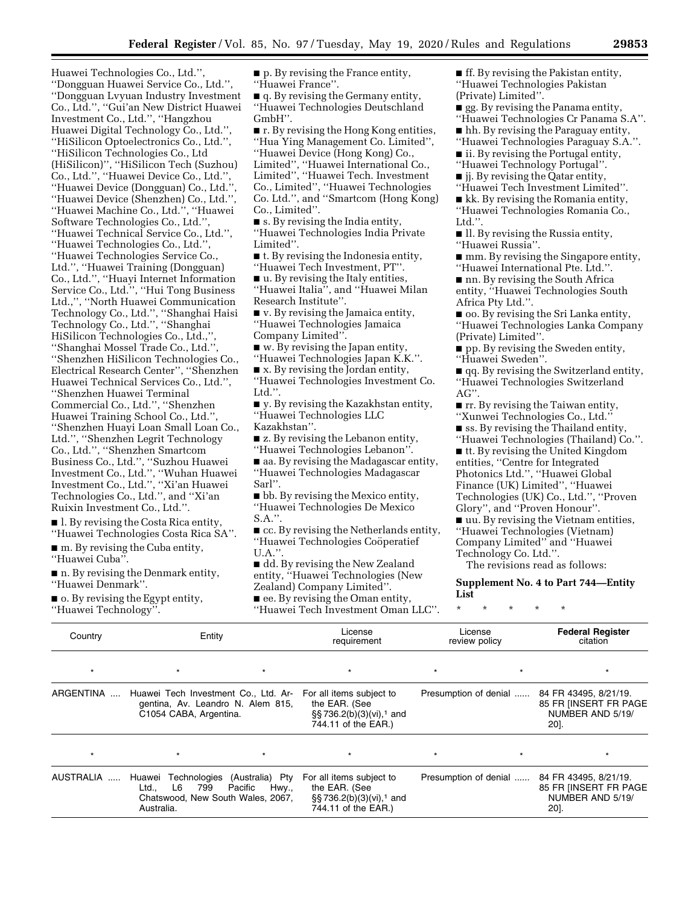Huawei Technologies Co., Ltd.'', ''Dongguan Huawei Service Co., Ltd.'', ''Dongguan Lvyuan Industry Investment Co., Ltd.'', ''Gui'an New District Huawei Investment Co., Ltd.'', ''Hangzhou Huawei Digital Technology Co., Ltd.'', ''HiSilicon Optoelectronics Co., Ltd.'', ''HiSilicon Technologies Co., Ltd (HiSilicon)'', ''HiSilicon Tech (Suzhou) Co., Ltd.'', ''Huawei Device Co., Ltd.'', ''Huawei Device (Dongguan) Co., Ltd.'', ''Huawei Device (Shenzhen) Co., Ltd.'', ''Huawei Machine Co., Ltd.'', ''Huawei Software Technologies Co., Ltd.'', ''Huawei Technical Service Co., Ltd.'', ''Huawei Technologies Co., Ltd.'', ''Huawei Technologies Service Co., Ltd.'', ''Huawei Training (Dongguan) Co., Ltd.'', ''Huayi Internet Information Service Co., Ltd.'', ''Hui Tong Business Ltd.,'', ''North Huawei Communication Technology Co., Ltd.'', ''Shanghai Haisi Technology Co., Ltd.'', ''Shanghai HiSilicon Technologies Co., Ltd.,'', ''Shanghai Mossel Trade Co., Ltd.'', ''Shenzhen HiSilicon Technologies Co., Electrical Research Center'', ''Shenzhen Huawei Technical Services Co., Ltd.'', ''Shenzhen Huawei Terminal Commercial Co., Ltd.'', ''Shenzhen Huawei Training School Co., Ltd.'', ''Shenzhen Huayi Loan Small Loan Co., Ltd.'', ''Shenzhen Legrit Technology Co., Ltd.'', ''Shenzhen Smartcom Business Co., Ltd.'', ''Suzhou Huawei Investment Co., Ltd.'', ''Wuhan Huawei Investment Co., Ltd.'', ''Xi'an Huawei Technologies Co., Ltd.'', and ''Xi'an Ruixin Investment Co., Ltd.''.

■ l. By revising the Costa Rica entity, ''Huawei Technologies Costa Rica SA''.

■ m. By revising the Cuba entity, ''Huawei Cuba''.

■ n. By revising the Denmark entity, ''Huawei Denmark''.

■ o. By revising the Egypt entity, ''Huawei Technology''.

■ p. By revising the France entity, ''Huawei France''.

■ q. By revising the Germany entity, ''Huawei Technologies Deutschland GmbH''.

■ r. By revising the Hong Kong entities, ''Hua Ying Management Co. Limited'', ''Huawei Device (Hong Kong) Co., Limited'', ''Huawei International Co., Limited'', ''Huawei Tech. Investment Co., Limited'', ''Huawei Technologies Co. Ltd.'', and ''Smartcom (Hong Kong) Co., Limited''.

■ s. By revising the India entity, ''Huawei Technologies India Private Limited''.

■ t. By revising the Indonesia entity, ''Huawei Tech Investment, PT''.

■ u. By revising the Italy entities, ''Huawei Italia'', and ''Huawei Milan Research Institute''.

■ v. By revising the Jamaica entity, ''Huawei Technologies Jamaica Company Limited''.

■ w. By revising the Japan entity, ''Huawei Technologies Japan K.K.''.

■ x. By revising the Jordan entity, ''Huawei Technologies Investment Co. Ltd.''.

■ y. By revising the Kazakhstan entity, ''Huawei Technologies LLC Kazakhstan''.

■ z. By revising the Lebanon entity, ''Huawei Technologies Lebanon''.

■ aa. By revising the Madagascar entity, ''Huawei Technologies Madagascar Sarl''.

■ bb. By revising the Mexico entity, ''Huawei Technologies De Mexico S.A.''.

■ cc. By revising the Netherlands entity, ''Huawei Technologies Coöperatief U.A.''.

■ dd. By revising the New Zealand entity, ''Huawei Technologies (New Zealand) Company Limited''.

■ ee. By revising the Oman entity, ''Huawei Tech Investment Oman LLC''.

■ ff. By revising the Pakistan entity, ''Huawei Technologies Pakistan (Private) Limited''.

■ gg. By revising the Panama entity, ''Huawei Technologies Cr Panama S.A''.

■ hh. By revising the Paraguay entity, ''Huawei Technologies Paraguay S.A.''.

■ ii. By revising the Portugal entity, ''Huawei Technology Portugal''.

■ jj. By revising the Qatar entity, ''Huawei Tech Investment Limited''.

■ kk. By revising the Romania entity, ''Huawei Technologies Romania Co., Ltd.''.

■ ll. By revising the Russia entity, ''Huawei Russia''.

■ mm. By revising the Singapore entity, ''Huawei International Pte. Ltd.''.

■ nn. By revising the South Africa entity, ''Huawei Technologies South Africa Pty Ltd.''.

■ oo. By revising the Sri Lanka entity, ''Huawei Technologies Lanka Company (Private) Limited''.

■ pp. By revising the Sweden entity, ''Huawei Sweden''.

■ qq. By revising the Switzerland entity, ''Huawei Technologies Switzerland AG''.

■ rr. By revising the Taiwan entity, ''Xunwei Technologies Co., Ltd.''

■ ss. By revising the Thailand entity, ''Huawei Technologies (Thailand) Co.''.

■ tt. By revising the United Kingdom entities, ''Centre for Integrated Photonics Ltd.'', ''Huawei Global Finance (UK) Limited'', ''Huawei Technologies (UK) Co., Ltd.'', ''Proven Glory'', and ''Proven Honour''.

■ uu. By revising the Vietnam entities, ''Huawei Technologies (Vietnam) Company Limited'' and ''Huawei Technology Co. Ltd.''.

The revisions read as follows:

### Supplement No. 4 to Part 744—Entity List

\* \* \* \* \*

| Country | Entity | License requirement | License review policy | Federal Register citation |
|---|---|---|---|---|
| \* | \* | \* | \* | \* |
| ARGENTINA | Huawei Tech Investment Co., Ltd. Argentina, Av. Leandro N. Alem 815, C1054 CABA, Argentina. | For all items subject to the EAR. (See §§ 736.2(b)(3)(vi),[1] and 744.11 of the EAR.) | Presumption of denial | 84 FR 43495, 8/21/19. 85 FR [INSERT FR PAGE NUMBER AND 5/19/20]. |
| \* | \* | \* | \* | \* |
| AUSTRALIA | Huawei Technologies (Australia) Pty Ltd., L6 799 Pacific Hwy., Chatswood, New South Wales, 2067, Australia. | For all items subject to the EAR. (See §§ 736.2(b)(3)(vi),[1] and 744.11 of the EAR.) | Presumption of denial | 84 FR 43495, 8/21/19. 85 FR [INSERT FR PAGE NUMBER AND 5/19/20]. |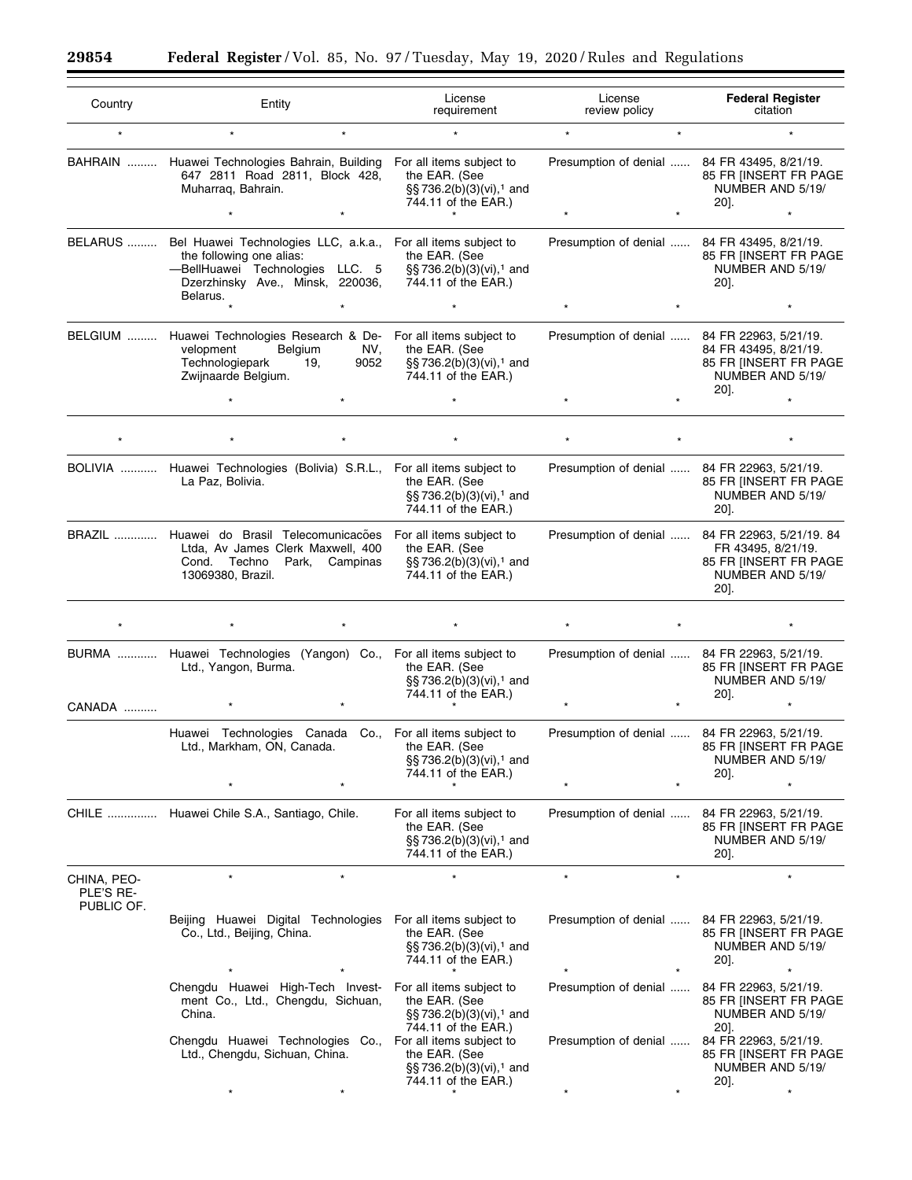| Country | Entity | License requirement | License review policy | Federal Register citation |
|---|---|---|---|---|
| * | * * | * | * * | * |
| BAHRAIN ......... | Huawei Technologies Bahrain, Building 647 2811 Road 2811, Block 428, Muharraq, Bahrain. | For all items subject to the EAR. (See §§ 736.2(b)(3)(vi),[1] and 744.11 of the EAR.) | Presumption of denial ...... | 84 FR 43495, 8/21/19. 85 FR [INSERT FR PAGE NUMBER AND 5/19/20]. |
| | * * | * | * * | * |
| BELARUS ......... | Bel Huawei Technologies LLC, a.k.a., the following one alias: —BellHuawei Technologies LLC. 5 Dzerzhinsky Ave., Minsk, 220036, Belarus. | For all items subject to the EAR. (See §§ 736.2(b)(3)(vi),[1] and 744.11 of the EAR.) | Presumption of denial ...... | 84 FR 43495, 8/21/19. 85 FR [INSERT FR PAGE NUMBER AND 5/19/20]. |
| | * * | * | * * | * |
| BELGIUM ......... | Huawei Technologies Research & Development Belgium NV, Technologiepark 19, 9052 Zwijnaarde Belgium. | For all items subject to the EAR. (See §§ 736.2(b)(3)(vi),[1] and 744.11 of the EAR.) | Presumption of denial ...... | 84 FR 22963, 5/21/19. 84 FR 43495, 8/21/19. 85 FR [INSERT FR PAGE NUMBER AND 5/19/20]. |
| | * * | * | * * | * |
| * | * * | * | * * | * |
| BOLIVIA ........... | Huawei Technologies (Bolivia) S.R.L., La Paz, Bolivia. | For all items subject to the EAR. (See §§ 736.2(b)(3)(vi),[1] and 744.11 of the EAR.) | Presumption of denial ...... | 84 FR 22963, 5/21/19. 85 FR [INSERT FR PAGE NUMBER AND 5/19/20]. |
| BRAZIL ............. | Huawei do Brasil Telecomunicacões Ltda, Av James Clerk Maxwell, 400 Cond. Techno Park, Campinas 13069380, Brazil. | For all items subject to the EAR. (See §§ 736.2(b)(3)(vi),[1] and 744.11 of the EAR.) | Presumption of denial ...... | 84 FR 22963, 5/21/19. 84 FR 43495, 8/21/19. 85 FR [INSERT FR PAGE NUMBER AND 5/19/20]. |
| * | * * | * | * * | * |
| BURMA ............ | Huawei Technologies (Yangon) Co., Ltd., Yangon, Burma. | For all items subject to the EAR. (See §§ 736.2(b)(3)(vi),[1] and 744.11 of the EAR.) | Presumption of denial ...... | 84 FR 22963, 5/21/19. 85 FR [INSERT FR PAGE NUMBER AND 5/19/20]. |
| CANADA .......... | * * | * | * * | * |
| | Huawei Technologies Canada Co., Ltd., Markham, ON, Canada. | For all items subject to the EAR. (See §§ 736.2(b)(3)(vi),[1] and 744.11 of the EAR.) | Presumption of denial ...... | 84 FR 22963, 5/21/19. 85 FR [INSERT FR PAGE NUMBER AND 5/19/20]. |
| | * * | * | * * | * |
| CHILE ............... | Huawei Chile S.A., Santiago, Chile. | For all items subject to the EAR. (See §§ 736.2(b)(3)(vi),[1] and 744.11 of the EAR.) | Presumption of denial ...... | 84 FR 22963, 5/21/19. 85 FR [INSERT FR PAGE NUMBER AND 5/19/20]. |
| CHINA, PEOPLE'S REPUBLIC OF. | * * | * | * * | * |
| | Beijing Huawei Digital Technologies Co., Ltd., Beijing, China. | For all items subject to the EAR. (See §§ 736.2(b)(3)(vi),[1] and 744.11 of the EAR.) | Presumption of denial ...... | 84 FR 22963, 5/21/19. 85 FR [INSERT FR PAGE NUMBER AND 5/19/20]. |
| | * * | * | * * | * |
| | Chengdu Huawei High-Tech Investment Co., Ltd., Chengdu, Sichuan, China. | For all items subject to the EAR. (See §§ 736.2(b)(3)(vi),[1] and 744.11 of the EAR.) | Presumption of denial ...... | 84 FR 22963, 5/21/19. 85 FR [INSERT FR PAGE NUMBER AND 5/19/20]. |
| | Chengdu Huawei Technologies Co., Ltd., Chengdu, Sichuan, China. | For all items subject to the EAR. (See §§ 736.2(b)(3)(vi),[1] and 744.11 of the EAR.) | Presumption of denial ...... | 84 FR 22963, 5/21/19. 85 FR [INSERT FR PAGE NUMBER AND 5/19/20]. |
| | * * | * | * * | * |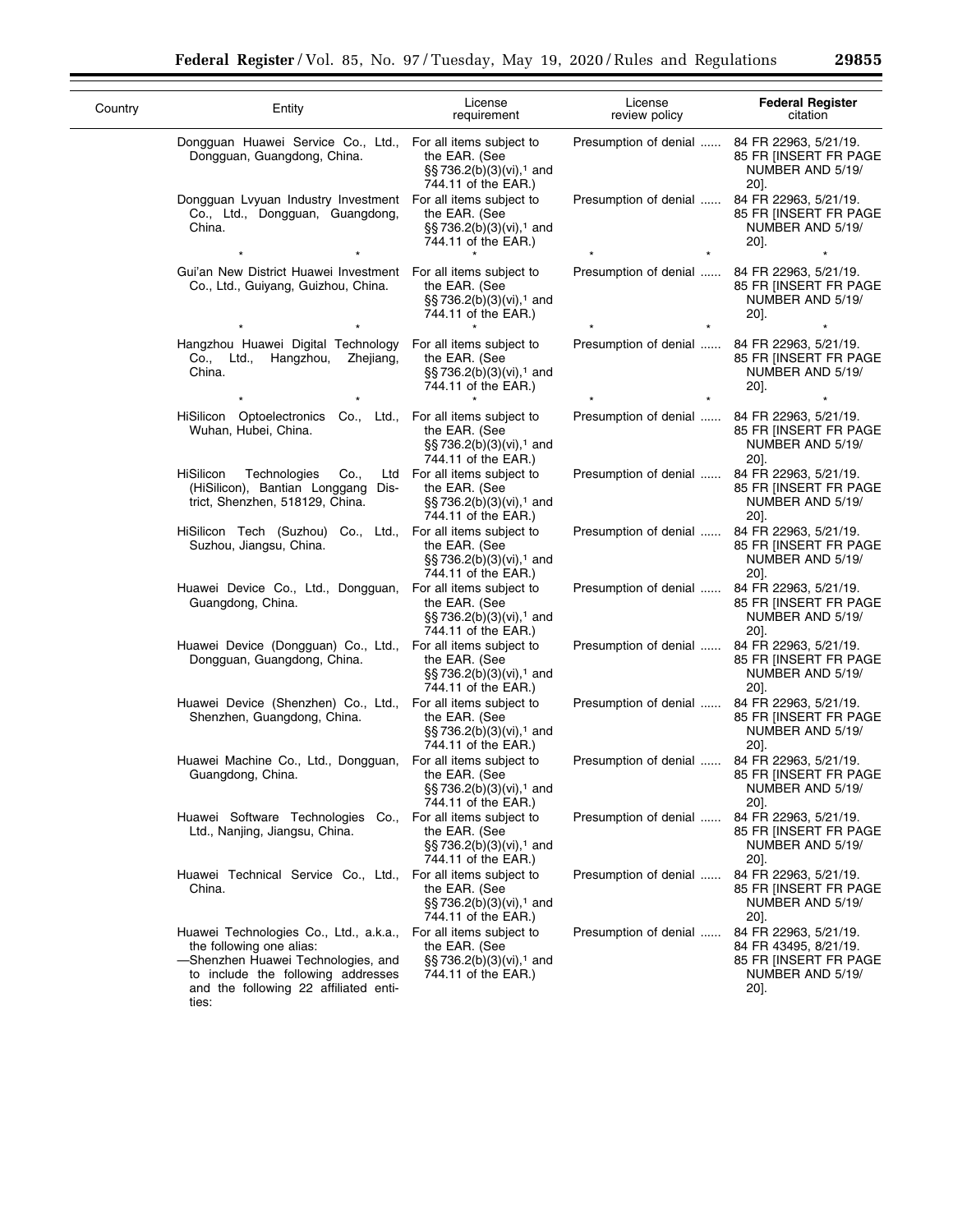| Country | Entity | License requirement | License review policy | **Federal Register** citation |
|---|---|---|---|---|
| | Dongguan Huawei Service Co., Ltd., Dongguan, Guangdong, China. | For all items subject to the EAR. (See §§ 736.2(b)(3)(vi),[1] and 744.11 of the EAR.) | Presumption of denial ...... | 84 FR 22963, 5/21/19. 85 FR [INSERT FR PAGE NUMBER AND 5/19/20]. |
| | Dongguan Lvyuan Industry Investment Co., Ltd., Dongguan, Guangdong, China. | For all items subject to the EAR. (See §§ 736.2(b)(3)(vi),[1] and 744.11 of the EAR.) | Presumption of denial ...... | 84 FR 22963, 5/21/19. 85 FR [INSERT FR PAGE NUMBER AND 5/19/20]. |
| * | * | * | * | * |
| | Gui'an New District Huawei Investment Co., Ltd., Guiyang, Guizhou, China. | For all items subject to the EAR. (See §§ 736.2(b)(3)(vi),[1] and 744.11 of the EAR.) | Presumption of denial ...... | 84 FR 22963, 5/21/19. 85 FR [INSERT FR PAGE NUMBER AND 5/19/20]. |
| * | * | * | * | * |
| | Hangzhou Huawei Digital Technology Co., Ltd., Hangzhou, Zhejiang, China. | For all items subject to the EAR. (See §§ 736.2(b)(3)(vi),[1] and 744.11 of the EAR.) | Presumption of denial ...... | 84 FR 22963, 5/21/19. 85 FR [INSERT FR PAGE NUMBER AND 5/19/20]. |
| * | * | * | * | * |
| | HiSilicon Optoelectronics Co., Ltd., Wuhan, Hubei, China. | For all items subject to the EAR. (See §§ 736.2(b)(3)(vi),[1] and 744.11 of the EAR.) | Presumption of denial ...... | 84 FR 22963, 5/21/19. 85 FR [INSERT FR PAGE NUMBER AND 5/19/20]. |
| | HiSilicon Technologies Co., Ltd (HiSilicon), Bantian Longgang District, Shenzhen, 518129, China. | For all items subject to the EAR. (See §§ 736.2(b)(3)(vi),[1] and 744.11 of the EAR.) | Presumption of denial ...... | 84 FR 22963, 5/21/19. 85 FR [INSERT FR PAGE NUMBER AND 5/19/20]. |
| | HiSilicon Tech (Suzhou) Co., Ltd., Suzhou, Jiangsu, China. | For all items subject to the EAR. (See §§ 736.2(b)(3)(vi),[1] and 744.11 of the EAR.) | Presumption of denial ...... | 84 FR 22963, 5/21/19. 85 FR [INSERT FR PAGE NUMBER AND 5/19/20]. |
| | Huawei Device Co., Ltd., Dongguan, Guangdong, China. | For all items subject to the EAR. (See §§ 736.2(b)(3)(vi),[1] and 744.11 of the EAR.) | Presumption of denial ...... | 84 FR 22963, 5/21/19. 85 FR [INSERT FR PAGE NUMBER AND 5/19/20]. |
| | Huawei Device (Dongguan) Co., Ltd., Dongguan, Guangdong, China. | For all items subject to the EAR. (See §§ 736.2(b)(3)(vi),[1] and 744.11 of the EAR.) | Presumption of denial ...... | 84 FR 22963, 5/21/19. 85 FR [INSERT FR PAGE NUMBER AND 5/19/20]. |
| | Huawei Device (Shenzhen) Co., Ltd., Shenzhen, Guangdong, China. | For all items subject to the EAR. (See §§ 736.2(b)(3)(vi),[1] and 744.11 of the EAR.) | Presumption of denial ...... | 84 FR 22963, 5/21/19. 85 FR [INSERT FR PAGE NUMBER AND 5/19/20]. |
| | Huawei Machine Co., Ltd., Dongguan, Guangdong, China. | For all items subject to the EAR. (See §§ 736.2(b)(3)(vi),[1] and 744.11 of the EAR.) | Presumption of denial ...... | 84 FR 22963, 5/21/19. 85 FR [INSERT FR PAGE NUMBER AND 5/19/20]. |
| | Huawei Software Technologies Co., Ltd., Nanjing, Jiangsu, China. | For all items subject to the EAR. (See §§ 736.2(b)(3)(vi),[1] and 744.11 of the EAR.) | Presumption of denial ...... | 84 FR 22963, 5/21/19. 85 FR [INSERT FR PAGE NUMBER AND 5/19/20]. |
| | Huawei Technical Service Co., Ltd., China. | For all items subject to the EAR. (See §§ 736.2(b)(3)(vi),[1] and 744.11 of the EAR.) | Presumption of denial ...... | 84 FR 22963, 5/21/19. 85 FR [INSERT FR PAGE NUMBER AND 5/19/20]. |
| | Huawei Technologies Co., Ltd., a.k.a., the following one alias: —Shenzhen Huawei Technologies, and to include the following addresses and the following 22 affiliated entities: | For all items subject to the EAR. (See §§ 736.2(b)(3)(vi),[1] and 744.11 of the EAR.) | Presumption of denial ...... | 84 FR 22963, 5/21/19. 84 FR 43495, 8/21/19. 85 FR [INSERT FR PAGE NUMBER AND 5/19/20]. |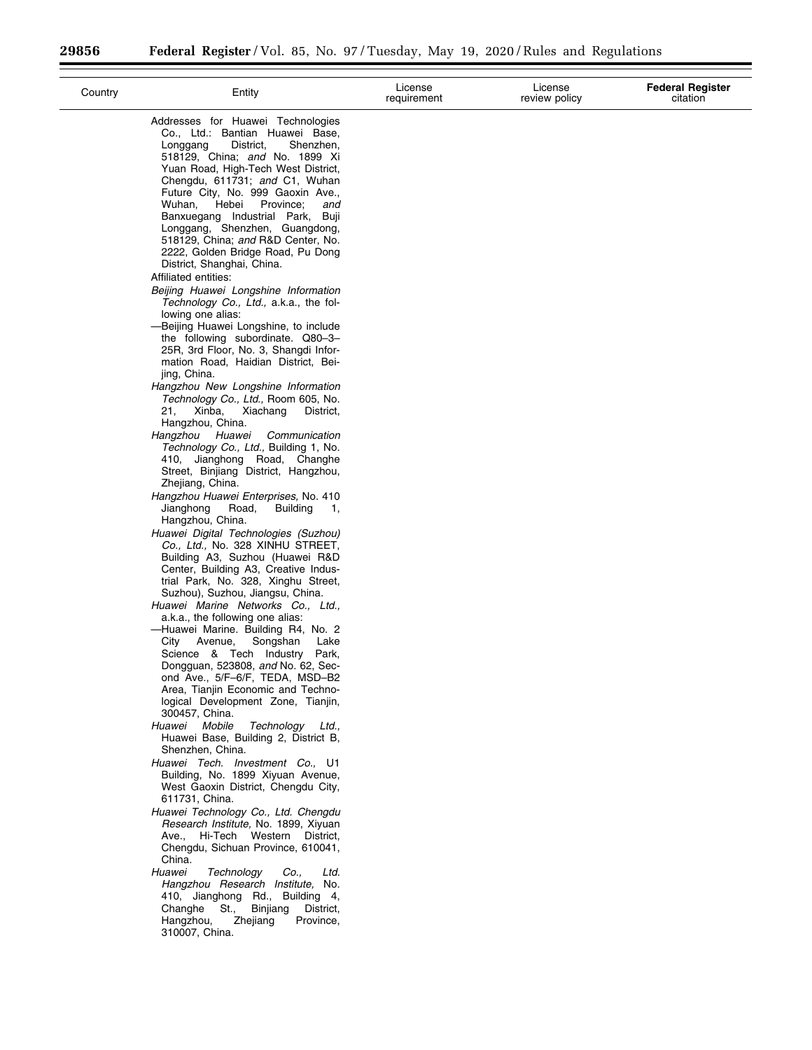| Country | Entity | License requirement | License review policy | **Federal Register** citation |
| --- | --- | --- | --- | --- |
| | Addresses for Huawei Technologies Co., Ltd.: Bantian Huawei Base, Longgang District, Shenzhen, 518129, China; *and* No. 1899 Xi Yuan Road, High-Tech West District, Chengdu, 611731; *and* C1, Wuhan Future City, No. 999 Gaoxin Ave., Wuhan, Hebei Province; *and* Banxuegang Industrial Park, Buji Longgang, Shenzhen, Guangdong, 518129, China; *and* R&D Center, No. 2222, Golden Bridge Road, Pu Dong District, Shanghai, China.<br>Affiliated entities:<br>*Beijing Huawei Longshine Information Technology Co., Ltd.,* a.k.a., the following one alias:<br>—Beijing Huawei Longshine, to include the following subordinate. Q80–3–25R, 3rd Floor, No. 3, Shangdi Information Road, Haidian District, Beijing, China.<br>*Hangzhou New Longshine Information Technology Co., Ltd.,* Room 605, No. 21, Xinba, Xiachang District, Hangzhou, China.<br>*Hangzhou Huawei Communication Technology Co., Ltd.,* Building 1, No. 410, Jianghong Road, Changhe Street, Binjiang District, Hangzhou, Zhejiang, China.<br>*Hangzhou Huawei Enterprises,* No. 410 Jianghong Road, Building 1, Hangzhou, China.<br>*Huawei Digital Technologies (Suzhou) Co., Ltd.,* No. 328 XINHU STREET, Building A3, Suzhou (Huawei R&D Center, Building A3, Creative Industrial Park, No. 328, Xinghu Street, Suzhou), Suzhou, Jiangsu, China.<br>*Huawei Marine Networks Co., Ltd.,* a.k.a., the following one alias:<br>—Huawei Marine. Building R4, No. 2 City Avenue, Songshan Lake Science & Tech Industry Park, Dongguan, 523808, *and* No. 62, Second Ave., 5/F–6/F, TEDA, MSD–B2 Area, Tianjin Economic and Technological Development Zone, Tianjin, 300457, China.<br>*Huawei Mobile Technology Ltd.,* Huawei Base, Building 2, District B, Shenzhen, China.<br>*Huawei Tech. Investment Co.,* U1 Building, No. 1899 Xiyuan Avenue, West Gaoxin District, Chengdu City, 611731, China.<br>*Huawei Technology Co., Ltd. Chengdu Research Institute,* No. 1899, Xiyuan Ave., Hi-Tech Western District, Chengdu, Sichuan Province, 610041, China.<br>*Huawei Technology Co., Ltd. Hangzhou Research Institute,* No. 410, Jianghong Rd., Building 4, Changhe St., Binjiang District, Hangzhou, Zhejiang Province, 310007, China. | | | |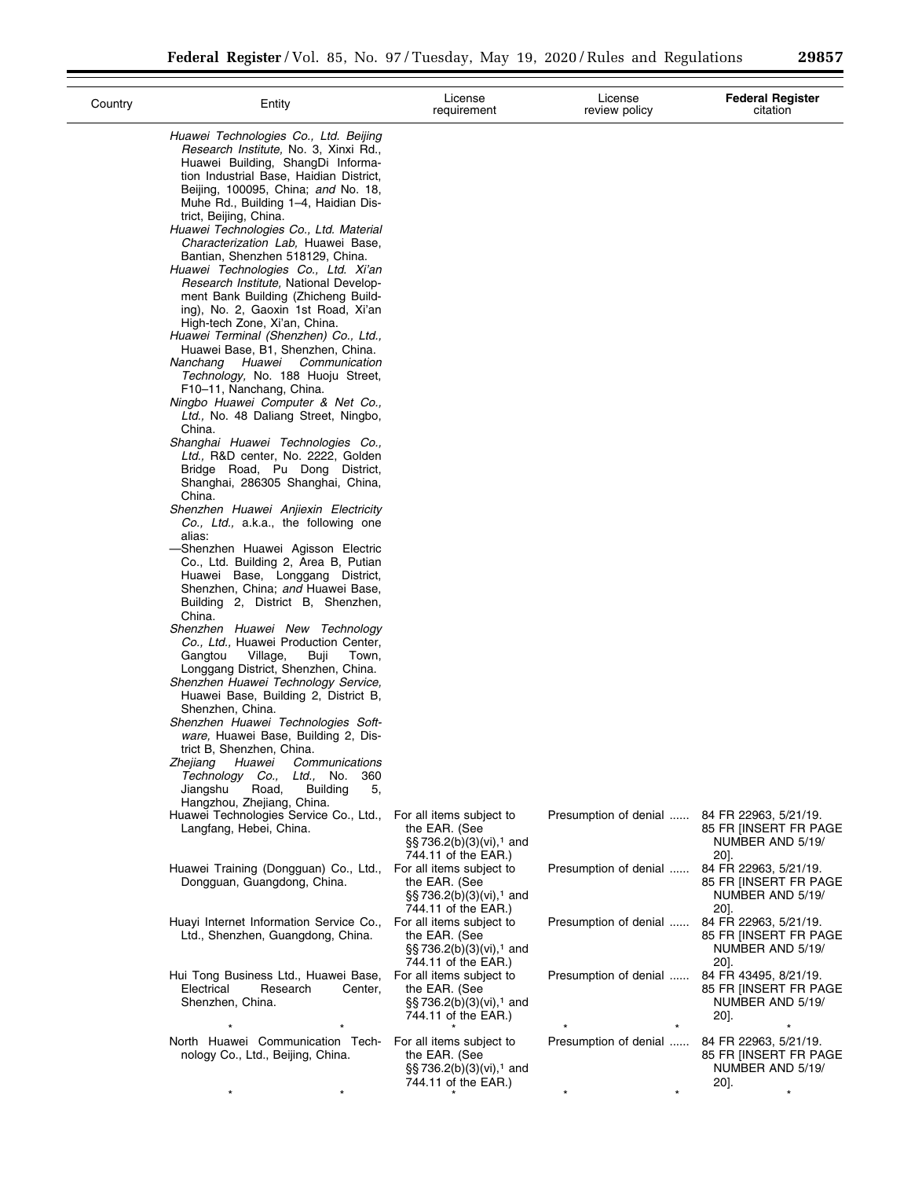| Country | Entity | License requirement | License review policy | **Federal Register** citation |
|---|---|---|---|---|
| | *Huawei Technologies Co., Ltd. Beijing Research Institute,* No. 3, Xinxi Rd., Huawei Building, ShangDi Information Industrial Base, Haidian District, Beijing, 100095, China; *and* No. 18, Muhe Rd., Building 1–4, Haidian District, Beijing, China.<br>*Huawei Technologies Co., Ltd. Material Characterization Lab,* Huawei Base, Bantian, Shenzhen 518129, China.<br>*Huawei Technologies Co., Ltd. Xi'an Research Institute,* National Development Bank Building (Zhicheng Building), No. 2, Gaoxin 1st Road, Xi'an High-tech Zone, Xi'an, China.<br>*Huawei Terminal (Shenzhen) Co., Ltd.,* Huawei Base, B1, Shenzhen, China.<br>*Nanchang Huawei Communication Technology,* No. 188 Huoju Street, F10–11, Nanchang, China.<br>*Ningbo Huawei Computer & Net Co., Ltd.,* No. 48 Daliang Street, Ningbo, China.<br>*Shanghai Huawei Technologies Co., Ltd.,* R&D center, No. 2222, Golden Bridge Road, Pu Dong District, Shanghai, 286305 Shanghai, China, China.<br>*Shenzhen Huawei Anjiexin Electricity Co., Ltd.,* a.k.a., the following one alias:<br>—Shenzhen Huawei Agisson Electric Co., Ltd. Building 2, Area B, Putian Huawei Base, Longgang District, Shenzhen, China; *and* Huawei Base, Building 2, District B, Shenzhen, China.<br>*Shenzhen Huawei New Technology Co., Ltd.,* Huawei Production Center, Gangtou Village, Buji Town, Longgang District, Shenzhen, China.<br>*Shenzhen Huawei Technology Service,* Huawei Base, Building 2, District B, Shenzhen, China.<br>*Shenzhen Huawei Technologies Software,* Huawei Base, Building 2, District B, Shenzhen, China.<br>*Zhejiang Huawei Communications Technology Co., Ltd.,* No. 360 Jiangshu Road, Building 5, Hangzhou, Zhejiang, China. | | | |
| | Huawei Technologies Service Co., Ltd., Langfang, Hebei, China. | For all items subject to the EAR. (See §§ 736.2(b)(3)(vi),[1] and 744.11 of the EAR.) | Presumption of denial | 84 FR 22963, 5/21/19. 85 FR [INSERT FR PAGE NUMBER AND 5/19/20]. |
| | Huawei Training (Dongguan) Co., Ltd., Dongguan, Guangdong, China. | For all items subject to the EAR. (See §§ 736.2(b)(3)(vi),[1] and 744.11 of the EAR.) | Presumption of denial | 84 FR 22963, 5/21/19. 85 FR [INSERT FR PAGE NUMBER AND 5/19/20]. |
| | Huayi Internet Information Service Co., Ltd., Shenzhen, Guangdong, China. | For all items subject to the EAR. (See §§ 736.2(b)(3)(vi),[1] and 744.11 of the EAR.) | Presumption of denial | 84 FR 22963, 5/21/19. 85 FR [INSERT FR PAGE NUMBER AND 5/19/20]. |
| | Hui Tong Business Ltd., Huawei Base, Electrical Research Center, Shenzhen, China. | For all items subject to the EAR. (See §§ 736.2(b)(3)(vi),[1] and 744.11 of the EAR.) | Presumption of denial | 84 FR 43495, 8/21/19. 85 FR [INSERT FR PAGE NUMBER AND 5/19/20]. |
| * | * | * | * * | * |
| | North Huawei Communication Technology Co., Ltd., Beijing, China. | For all items subject to the EAR. (See §§ 736.2(b)(3)(vi),[1] and 744.11 of the EAR.) | Presumption of denial | 84 FR 22963, 5/21/19. 85 FR [INSERT FR PAGE NUMBER AND 5/19/20]. |
| * | * | * | * * | * |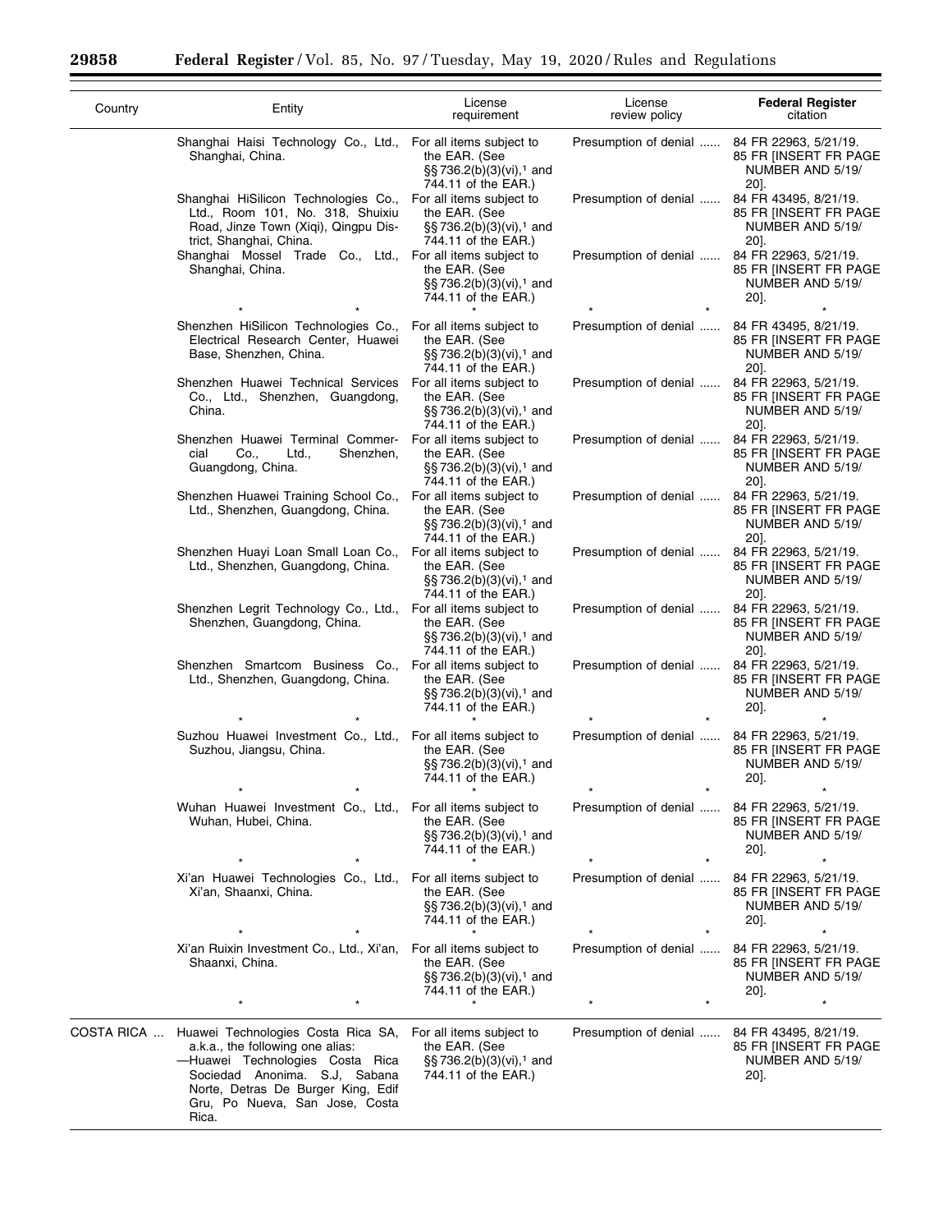| Country | Entity | License requirement | License review policy | Federal Register citation |
|---|---|---|---|---|
| | Shanghai Haisi Technology Co., Ltd., Shanghai, China. | For all items subject to the EAR. (See §§ 736.2(b)(3)(vi),[1] and 744.11 of the EAR.) | Presumption of denial ...... | 84 FR 22963, 5/21/19. 85 FR [INSERT FR PAGE NUMBER AND 5/19/20]. |
| | Shanghai HiSilicon Technologies Co., Ltd., Room 101, No. 318, Shuixiu Road, Jinze Town (Xiqi), Qingpu District, Shanghai, China. | For all items subject to the EAR. (See §§ 736.2(b)(3)(vi),[1] and 744.11 of the EAR.) | Presumption of denial ...... | 84 FR 43495, 8/21/19. 85 FR [INSERT FR PAGE NUMBER AND 5/19/20]. |
| | Shanghai Mossel Trade Co., Ltd., Shanghai, China. | For all items subject to the EAR. (See §§ 736.2(b)(3)(vi),[1] and 744.11 of the EAR.) | Presumption of denial ...... | 84 FR 22963, 5/21/19. 85 FR [INSERT FR PAGE NUMBER AND 5/19/20]. |
| | * * * | * | * * | * |
| | Shenzhen HiSilicon Technologies Co., Electrical Research Center, Huawei Base, Shenzhen, China. | For all items subject to the EAR. (See §§ 736.2(b)(3)(vi),[1] and 744.11 of the EAR.) | Presumption of denial ...... | 84 FR 43495, 8/21/19. 85 FR [INSERT FR PAGE NUMBER AND 5/19/20]. |
| | Shenzhen Huawei Technical Services Co., Ltd., Shenzhen, Guangdong, China. | For all items subject to the EAR. (See §§ 736.2(b)(3)(vi),[1] and 744.11 of the EAR.) | Presumption of denial ...... | 84 FR 22963, 5/21/19. 85 FR [INSERT FR PAGE NUMBER AND 5/19/20]. |
| | Shenzhen Huawei Terminal Commercial Co., Ltd., Shenzhen, Guangdong, China. | For all items subject to the EAR. (See §§ 736.2(b)(3)(vi),[1] and 744.11 of the EAR.) | Presumption of denial ...... | 84 FR 22963, 5/21/19. 85 FR [INSERT FR PAGE NUMBER AND 5/19/20]. |
| | Shenzhen Huawei Training School Co., Ltd., Shenzhen, Guangdong, China. | For all items subject to the EAR. (See §§ 736.2(b)(3)(vi),[1] and 744.11 of the EAR.) | Presumption of denial ...... | 84 FR 22963, 5/21/19. 85 FR [INSERT FR PAGE NUMBER AND 5/19/20]. |
| | Shenzhen Huayi Loan Small Loan Co., Ltd., Shenzhen, Guangdong, China. | For all items subject to the EAR. (See §§ 736.2(b)(3)(vi),[1] and 744.11 of the EAR.) | Presumption of denial ...... | 84 FR 22963, 5/21/19. 85 FR [INSERT FR PAGE NUMBER AND 5/19/20]. |
| | Shenzhen Legrit Technology Co., Ltd., Shenzhen, Guangdong, China. | For all items subject to the EAR. (See §§ 736.2(b)(3)(vi),[1] and 744.11 of the EAR.) | Presumption of denial ...... | 84 FR 22963, 5/21/19. 85 FR [INSERT FR PAGE NUMBER AND 5/19/20]. |
| | Shenzhen Smartcom Business Co., Ltd., Shenzhen, Guangdong, China. | For all items subject to the EAR. (See §§ 736.2(b)(3)(vi),[1] and 744.11 of the EAR.) | Presumption of denial ...... | 84 FR 22963, 5/21/19. 85 FR [INSERT FR PAGE NUMBER AND 5/19/20]. |
| | * * * | * | * * | * |
| | Suzhou Huawei Investment Co., Ltd., Suzhou, Jiangsu, China. | For all items subject to the EAR. (See §§ 736.2(b)(3)(vi),[1] and 744.11 of the EAR.) | Presumption of denial ...... | 84 FR 22963, 5/21/19. 85 FR [INSERT FR PAGE NUMBER AND 5/19/20]. |
| | * * * | * | * * | * |
| | Wuhan Huawei Investment Co., Ltd., Wuhan, Hubei, China. | For all items subject to the EAR. (See §§ 736.2(b)(3)(vi),[1] and 744.11 of the EAR.) | Presumption of denial ...... | 84 FR 22963, 5/21/19. 85 FR [INSERT FR PAGE NUMBER AND 5/19/20]. |
| | * * * | * | * * | * |
| | Xi'an Huawei Technologies Co., Ltd., Xi'an, Shaanxi, China. | For all items subject to the EAR. (See §§ 736.2(b)(3)(vi),[1] and 744.11 of the EAR.) | Presumption of denial ...... | 84 FR 22963, 5/21/19. 85 FR [INSERT FR PAGE NUMBER AND 5/19/20]. |
| | * * * | * | * * | * |
| | Xi'an Ruixin Investment Co., Ltd., Xi'an, Shaanxi, China. | For all items subject to the EAR. (See §§ 736.2(b)(3)(vi),[1] and 744.11 of the EAR.) | Presumption of denial ...... | 84 FR 22963, 5/21/19. 85 FR [INSERT FR PAGE NUMBER AND 5/19/20]. |
| | * * * | * | * * | * |
| COSTA RICA ... | Huawei Technologies Costa Rica SA, a.k.a., the following one alias: —Huawei Technologies Costa Rica Sociedad Anonima. S.J, Sabana Norte, Detras De Burger King, Edif Gru, Po Nueva, San Jose, Costa Rica. | For all items subject to the EAR. (See §§ 736.2(b)(3)(vi),[1] and 744.11 of the EAR.) | Presumption of denial ...... | 84 FR 43495, 8/21/19. 85 FR [INSERT FR PAGE NUMBER AND 5/19/20]. |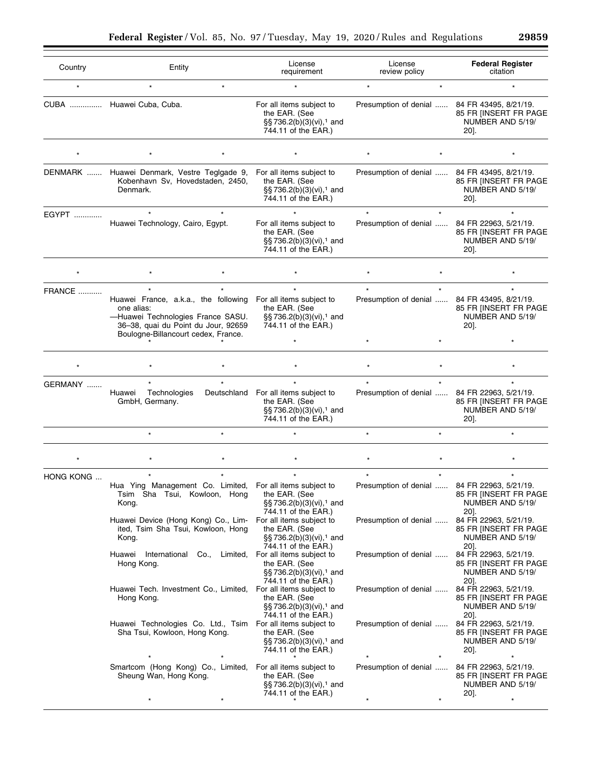| Country | Entity | License requirement | License review policy | Federal Register citation |
|---|---|---|---|---|
| * | * * | * | * * | * |
| CUBA | Huawei Cuba, Cuba. | For all items subject to the EAR. (See §§ 736.2(b)(3)(vi),[1] and 744.11 of the EAR.) | Presumption of denial | 84 FR 43495, 8/21/19. 85 FR [INSERT FR PAGE NUMBER AND 5/19/20]. |
| * | * * | * | * * | * |
| DENMARK | Huawei Denmark, Vestre Teglgade 9, Kobenhavn Sv, Hovedstaden, 2450, Denmark. | For all items subject to the EAR. (See §§ 736.2(b)(3)(vi),[1] and 744.11 of the EAR.) | Presumption of denial | 84 FR 43495, 8/21/19. 85 FR [INSERT FR PAGE NUMBER AND 5/19/20]. |
| EGYPT | * * | * | * * | * |
| | Huawei Technology, Cairo, Egypt. | For all items subject to the EAR. (See §§ 736.2(b)(3)(vi),[1] and 744.11 of the EAR.) | Presumption of denial | 84 FR 22963, 5/21/19. 85 FR [INSERT FR PAGE NUMBER AND 5/19/20]. |
| * | * * | * | * * | * |
| FRANCE | * * | * | * * | * |
| | Huawei France, a.k.a., the following one alias: —Huawei Technologies France SASU. 36–38, quai du Point du Jour, 92659 Boulogne-Billancourt cedex, France. | For all items subject to the EAR. (See §§ 736.2(b)(3)(vi),[1] and 744.11 of the EAR.) | Presumption of denial | 84 FR 43495, 8/21/19. 85 FR [INSERT FR PAGE NUMBER AND 5/19/20]. |
| | * * | * | * * | * |
| * | * * | * | * * | * |
| GERMANY | * * | * | * * | * |
| | Huawei Technologies Deutschland GmbH, Germany. | For all items subject to the EAR. (See §§ 736.2(b)(3)(vi),[1] and 744.11 of the EAR.) | Presumption of denial | 84 FR 22963, 5/21/19. 85 FR [INSERT FR PAGE NUMBER AND 5/19/20]. |
| | * * | * | * * | * |
| * | * * | * | * * | * |
| HONG KONG | * * | * | * * | * |
| | Hua Ying Management Co. Limited, Tsim Sha Tsui, Kowloon, Hong Kong. | For all items subject to the EAR. (See §§ 736.2(b)(3)(vi),[1] and 744.11 of the EAR.) | Presumption of denial | 84 FR 22963, 5/21/19. 85 FR [INSERT FR PAGE NUMBER AND 5/19/20]. |
| | Huawei Device (Hong Kong) Co., Limited, Tsim Sha Tsui, Kowloon, Hong Kong. | For all items subject to the EAR. (See §§ 736.2(b)(3)(vi),[1] and 744.11 of the EAR.) | Presumption of denial | 84 FR 22963, 5/21/19. 85 FR [INSERT FR PAGE NUMBER AND 5/19/20]. |
| | Huawei International Co., Limited, Hong Kong. | For all items subject to the EAR. (See §§ 736.2(b)(3)(vi),[1] and 744.11 of the EAR.) | Presumption of denial | 84 FR 22963, 5/21/19. 85 FR [INSERT FR PAGE NUMBER AND 5/19/20]. |
| | Huawei Tech. Investment Co., Limited, Hong Kong. | For all items subject to the EAR. (See §§ 736.2(b)(3)(vi),[1] and 744.11 of the EAR.) | Presumption of denial | 84 FR 22963, 5/21/19. 85 FR [INSERT FR PAGE NUMBER AND 5/19/20]. |
| | Huawei Technologies Co. Ltd., Tsim Sha Tsui, Kowloon, Hong Kong. | For all items subject to the EAR. (See §§ 736.2(b)(3)(vi),[1] and 744.11 of the EAR.) | Presumption of denial | 84 FR 22963, 5/21/19. 85 FR [INSERT FR PAGE NUMBER AND 5/19/20]. |
| | * * | * | * * | * |
| | Smartcom (Hong Kong) Co., Limited, Sheung Wan, Hong Kong. | For all items subject to the EAR. (See §§ 736.2(b)(3)(vi),[1] and 744.11 of the EAR.) | Presumption of denial | 84 FR 22963, 5/21/19. 85 FR [INSERT FR PAGE NUMBER AND 5/19/20]. |
| | * * | * | * * | * |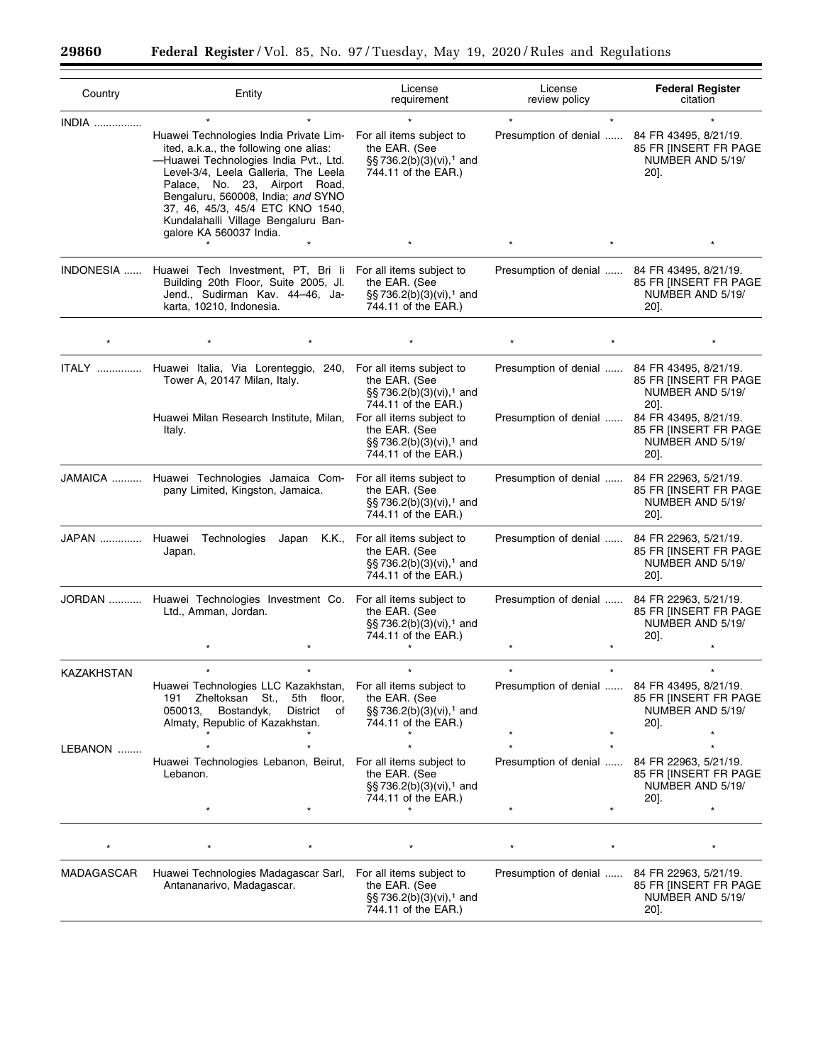| Country | Entity | License requirement | License review policy | Federal Register citation |
| --- | --- | --- | --- | --- |
| INDIA | * * | * | * * | * |
| | Huawei Technologies India Private Limited, a.k.a., the following one alias: —Huawei Technologies India Pvt., Ltd. Level-3/4, Leela Galleria, The Leela Palace, No. 23, Airport Road, Bengaluru, 560008, India; *and* SYNO 37, 46, 45/3, 45/4 ETC KNO 1540, Kundalahalli Village Bengaluru Bangalore KA 560037 India. | For all items subject to the EAR. (See §§ 736.2(b)(3)(vi),[1] and 744.11 of the EAR.) | Presumption of denial | 84 FR 43495, 8/21/19. 85 FR [INSERT FR PAGE NUMBER AND 5/19/20]. |
| | * * | * | * * | * |
| INDONESIA | Huawei Tech Investment, PT, Bri Ii Building 20th Floor, Suite 2005, Jl. Jend., Sudirman Kav. 44–46, Jakarta, 10210, Indonesia. | For all items subject to the EAR. (See §§ 736.2(b)(3)(vi),[1] and 744.11 of the EAR.) | Presumption of denial | 84 FR 43495, 8/21/19. 85 FR [INSERT FR PAGE NUMBER AND 5/19/20]. |
| * | * * | * | * * | * |
| ITALY | Huawei Italia, Via Lorenteggio, 240, Tower A, 20147 Milan, Italy. | For all items subject to the EAR. (See §§ 736.2(b)(3)(vi),[1] and 744.11 of the EAR.) | Presumption of denial | 84 FR 43495, 8/21/19. 85 FR [INSERT FR PAGE NUMBER AND 5/19/20]. |
| | Huawei Milan Research Institute, Milan, Italy. | For all items subject to the EAR. (See §§ 736.2(b)(3)(vi),[1] and 744.11 of the EAR.) | Presumption of denial | 84 FR 43495, 8/21/19. 85 FR [INSERT FR PAGE NUMBER AND 5/19/20]. |
| JAMAICA | Huawei Technologies Jamaica Company Limited, Kingston, Jamaica. | For all items subject to the EAR. (See §§ 736.2(b)(3)(vi),[1] and 744.11 of the EAR.) | Presumption of denial | 84 FR 22963, 5/21/19. 85 FR [INSERT FR PAGE NUMBER AND 5/19/20]. |
| JAPAN | Huawei Technologies Japan K.K., Japan. | For all items subject to the EAR. (See §§ 736.2(b)(3)(vi),[1] and 744.11 of the EAR.) | Presumption of denial | 84 FR 22963, 5/21/19. 85 FR [INSERT FR PAGE NUMBER AND 5/19/20]. |
| JORDAN | Huawei Technologies Investment Co. Ltd., Amman, Jordan. | For all items subject to the EAR. (See §§ 736.2(b)(3)(vi),[1] and 744.11 of the EAR.) | Presumption of denial | 84 FR 22963, 5/21/19. 85 FR [INSERT FR PAGE NUMBER AND 5/19/20]. |
| | * * | * | * * | * |
| KAZAKHSTAN | * * | * | * * | * |
| | Huawei Technologies LLC Kazakhstan, 191 Zheltoksan St., 5th floor, 050013, Bostandyk, District of Almaty, Republic of Kazakhstan. | For all items subject to the EAR. (See §§ 736.2(b)(3)(vi),[1] and 744.11 of the EAR.) | Presumption of denial | 84 FR 43495, 8/21/19. 85 FR [INSERT FR PAGE NUMBER AND 5/19/20]. |
| | * * | * | * * | * |
| LEBANON | * * | * | * * | * |
| | Huawei Technologies Lebanon, Beirut, Lebanon. | For all items subject to the EAR. (See §§ 736.2(b)(3)(vi),[1] and 744.11 of the EAR.) | Presumption of denial | 84 FR 22963, 5/21/19. 85 FR [INSERT FR PAGE NUMBER AND 5/19/20]. |
| | * * | * | * * | * |
| * | * * | * | * * | * |
| MADAGASCAR | Huawei Technologies Madagascar Sarl, Antananarivo, Madagascar. | For all items subject to the EAR. (See §§ 736.2(b)(3)(vi),[1] and 744.11 of the EAR.) | Presumption of denial | 84 FR 22963, 5/21/19. 85 FR [INSERT FR PAGE NUMBER AND 5/19/20]. |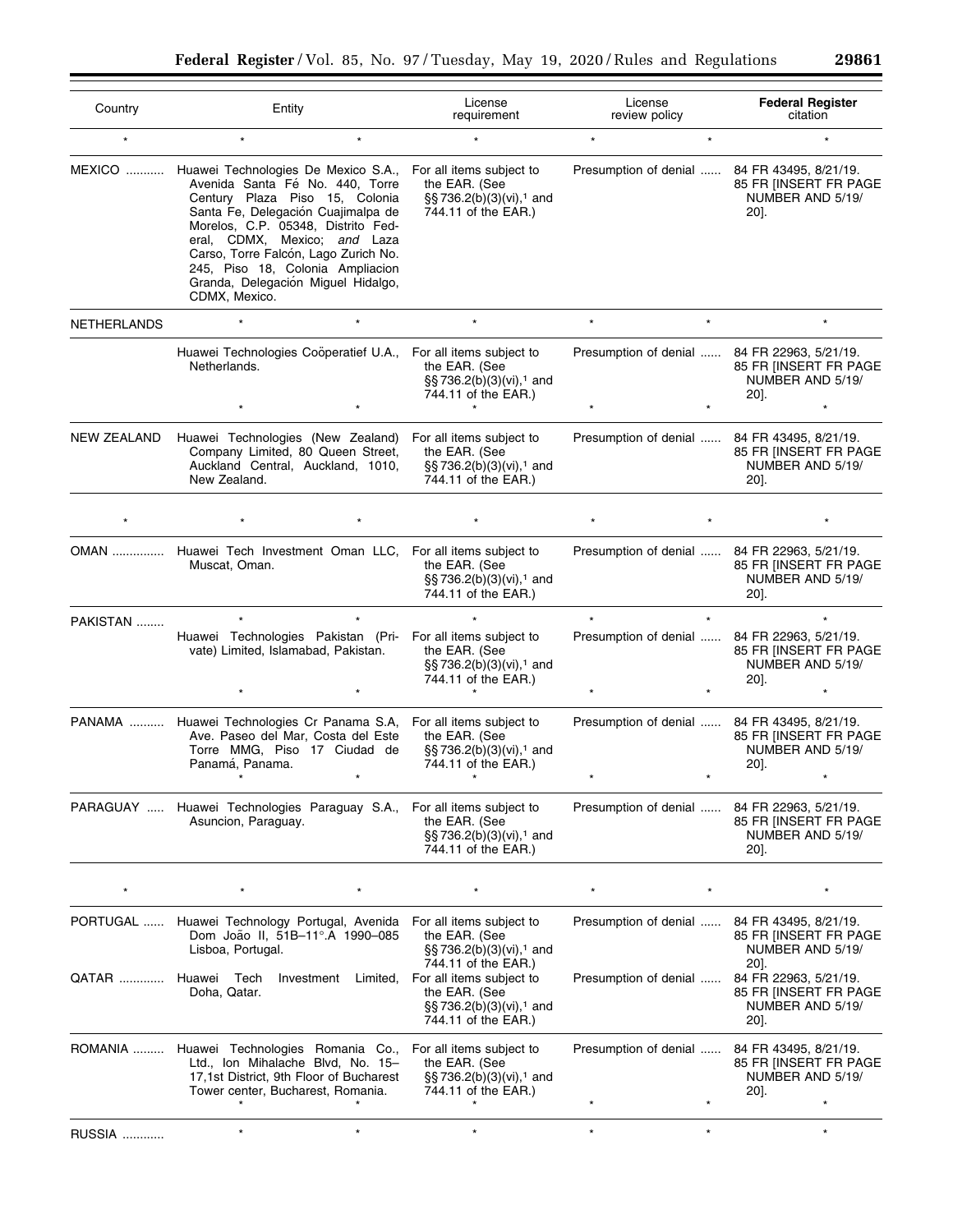| Country | Entity | License requirement | License review policy | Federal Register citation |
|---|---|---|---|---|
| * | * * | * | * * | * |
| MEXICO | Huawei Technologies De Mexico S.A., Avenida Santa Fé No. 440, Torre Century Plaza Piso 15, Colonia Santa Fe, Delegación Cuajimalpa de Morelos, C.P. 05348, Distrito Federal, CDMX, Mexico; *and* Laza Carso, Torre Falcón, Lago Zurich No. 245, Piso 18, Colonia Ampliacion Granda, Delegación Miguel Hidalgo, CDMX, Mexico. | For all items subject to the EAR. (See §§ 736.2(b)(3)(vi),[1] and 744.11 of the EAR.) | Presumption of denial | 84 FR 43495, 8/21/19. 85 FR [INSERT FR PAGE NUMBER AND 5/19/20]. |
| NETHERLANDS | * * | * | * * | * |
| | Huawei Technologies Coöperatief U.A., Netherlands. | For all items subject to the EAR. (See §§ 736.2(b)(3)(vi),[1] and 744.11 of the EAR.) | Presumption of denial | 84 FR 22963, 5/21/19. 85 FR [INSERT FR PAGE NUMBER AND 5/19/20]. |
| | * * | * | * * | * |
| NEW ZEALAND | Huawei Technologies (New Zealand) Company Limited, 80 Queen Street, Auckland Central, Auckland, 1010, New Zealand. | For all items subject to the EAR. (See §§ 736.2(b)(3)(vi),[1] and 744.11 of the EAR.) | Presumption of denial | 84 FR 43495, 8/21/19. 85 FR [INSERT FR PAGE NUMBER AND 5/19/20]. |
| * | * * | * | * * | * |
| OMAN | Huawei Tech Investment Oman LLC, Muscat, Oman. | For all items subject to the EAR. (See §§ 736.2(b)(3)(vi),[1] and 744.11 of the EAR.) | Presumption of denial | 84 FR 22963, 5/21/19. 85 FR [INSERT FR PAGE NUMBER AND 5/19/20]. |
| PAKISTAN | * * | * | * * | * |
| | Huawei Technologies Pakistan (Private) Limited, Islamabad, Pakistan. | For all items subject to the EAR. (See §§ 736.2(b)(3)(vi),[1] and 744.11 of the EAR.) | Presumption of denial | 84 FR 22963, 5/21/19. 85 FR [INSERT FR PAGE NUMBER AND 5/19/20]. |
| | * * | * | * * | * |
| PANAMA | Huawei Technologies Cr Panama S.A, Ave. Paseo del Mar, Costa del Este Torre MMG, Piso 17 Ciudad de Panamá, Panama. | For all items subject to the EAR. (See §§ 736.2(b)(3)(vi),[1] and 744.11 of the EAR.) | Presumption of denial | 84 FR 43495, 8/21/19. 85 FR [INSERT FR PAGE NUMBER AND 5/19/20]. |
| | * * | * | * * | * |
| PARAGUAY | Huawei Technologies Paraguay S.A., Asuncion, Paraguay. | For all items subject to the EAR. (See §§ 736.2(b)(3)(vi),[1] and 744.11 of the EAR.) | Presumption of denial | 84 FR 22963, 5/21/19. 85 FR [INSERT FR PAGE NUMBER AND 5/19/20]. |
| * | * * | * | * * | * |
| PORTUGAL | Huawei Technology Portugal, Avenida Dom João II, 51B–11°.A 1990–085 Lisboa, Portugal. | For all items subject to the EAR. (See §§ 736.2(b)(3)(vi),[1] and 744.11 of the EAR.) | Presumption of denial | 84 FR 43495, 8/21/19. 85 FR [INSERT FR PAGE NUMBER AND 5/19/20]. |
| QATAR | Huawei Tech Investment Limited, Doha, Qatar. | For all items subject to the EAR. (See §§ 736.2(b)(3)(vi),[1] and 744.11 of the EAR.) | Presumption of denial | 84 FR 22963, 5/21/19. 85 FR [INSERT FR PAGE NUMBER AND 5/19/20]. |
| ROMANIA | Huawei Technologies Romania Co., Ltd., Ion Mihalache Blvd, No. 15–17,1st District, 9th Floor of Bucharest Tower center, Bucharest, Romania. | For all items subject to the EAR. (See §§ 736.2(b)(3)(vi),[1] and 744.11 of the EAR.) | Presumption of denial | 84 FR 43495, 8/21/19. 85 FR [INSERT FR PAGE NUMBER AND 5/19/20]. |
| | * * | * | * * | * |
| RUSSIA | * * | * | * * | * |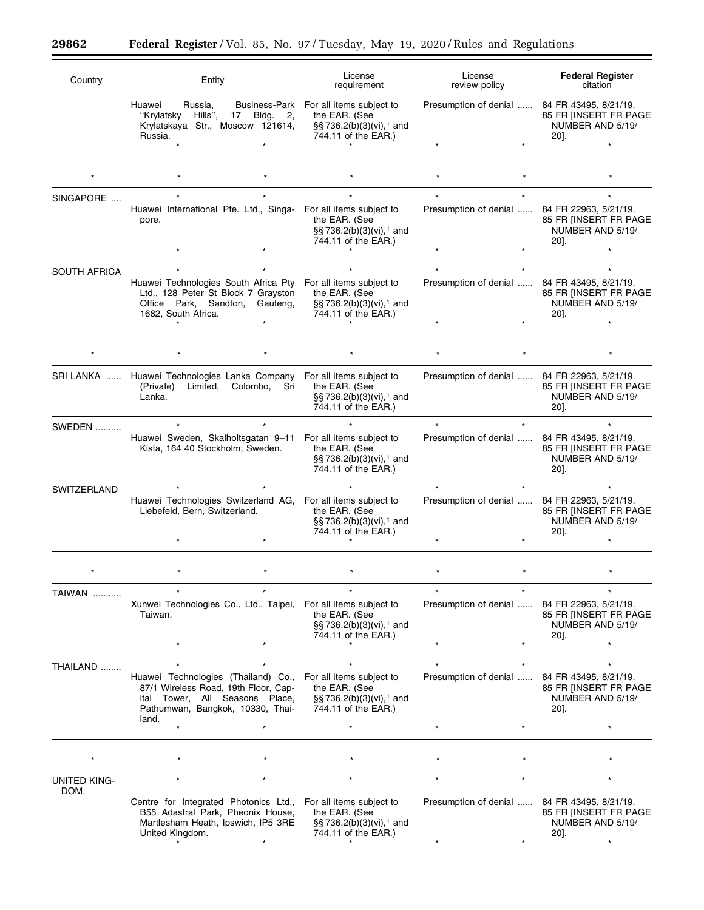| Country | Entity | License requirement | License review policy | Federal Register citation |
|---|---|---|---|---|
| | Huawei Russia, Business-Park ''Krylatsky Hills'', 17 Bldg. 2, Krylatskaya Str., Moscow 121614, Russia. | For all items subject to the EAR. (See §§ 736.2(b)(3)(vi),[1] and 744.11 of the EAR.) | Presumption of denial ...... | 84 FR 43495, 8/21/19. 85 FR [INSERT FR PAGE NUMBER AND 5/19/20]. |
| * | * | * | * | * |
| * | * | * | * | * |
| SINGAPORE .... | * | * | * | * |
| | Huawei International Pte. Ltd., Singapore. | For all items subject to the EAR. (See §§ 736.2(b)(3)(vi),[1] and 744.11 of the EAR.) | Presumption of denial ...... | 84 FR 22963, 5/21/19. 85 FR [INSERT FR PAGE NUMBER AND 5/19/20]. |
| | * | * | * | * |
| SOUTH AFRICA | * | * | * | * |
| | Huawei Technologies South Africa Pty Ltd., 128 Peter St Block 7 Grayston Office Park, Sandton, Gauteng, 1682, South Africa. | For all items subject to the EAR. (See §§ 736.2(b)(3)(vi),[1] and 744.11 of the EAR.) | Presumption of denial ...... | 84 FR 43495, 8/21/19. 85 FR [INSERT FR PAGE NUMBER AND 5/19/20]. |
| | * | * | * | * |
| * | * | * | * | * |
| SRI LANKA ...... | Huawei Technologies Lanka Company (Private) Limited, Colombo, Sri Lanka. | For all items subject to the EAR. (See §§ 736.2(b)(3)(vi),[1] and 744.11 of the EAR.) | Presumption of denial ...... | 84 FR 22963, 5/21/19. 85 FR [INSERT FR PAGE NUMBER AND 5/19/20]. |
| SWEDEN .......... | * | * | * | * |
| | Huawei Sweden, Skalholtsgatan 9–11 Kista, 164 40 Stockholm, Sweden. | For all items subject to the EAR. (See §§ 736.2(b)(3)(vi),[1] and 744.11 of the EAR.) | Presumption of denial ...... | 84 FR 43495, 8/21/19. 85 FR [INSERT FR PAGE NUMBER AND 5/19/20]. |
| SWITZERLAND | * | * | * | * |
| | Huawei Technologies Switzerland AG, Liebefeld, Bern, Switzerland. | For all items subject to the EAR. (See §§ 736.2(b)(3)(vi),[1] and 744.11 of the EAR.) | Presumption of denial ...... | 84 FR 22963, 5/21/19. 85 FR [INSERT FR PAGE NUMBER AND 5/19/20]. |
| | * | * | * | * |
| * | * | * | * | * |
| TAIWAN ........... | * | * | * | * |
| | Xunwei Technologies Co., Ltd., Taipei, Taiwan. | For all items subject to the EAR. (See §§ 736.2(b)(3)(vi),[1] and 744.11 of the EAR.) | Presumption of denial ...... | 84 FR 22963, 5/21/19. 85 FR [INSERT FR PAGE NUMBER AND 5/19/20]. |
| | * | * | * | * |
| THAILAND ........ | * | * | * | * |
| | Huawei Technologies (Thailand) Co., 87/1 Wireless Road, 19th Floor, Capital Tower, All Seasons Place, Pathumwan, Bangkok, 10330, Thailand. | For all items subject to the EAR. (See §§ 736.2(b)(3)(vi),[1] and 744.11 of the EAR.) | Presumption of denial ...... | 84 FR 43495, 8/21/19. 85 FR [INSERT FR PAGE NUMBER AND 5/19/20]. |
| | * | * | * | * |
| * | * | * | * | * |
| UNITED KINGDOM. | * | * | * | * |
| | Centre for Integrated Photonics Ltd., B55 Adastral Park, Pheonix House, Martlesham Heath, Ipswich, IP5 3RE United Kingdom. | For all items subject to the EAR. (See §§ 736.2(b)(3)(vi),[1] and 744.11 of the EAR.) | Presumption of denial ...... | 84 FR 43495, 8/21/19. 85 FR [INSERT FR PAGE NUMBER AND 5/19/20]. |
| | * | * | * | * |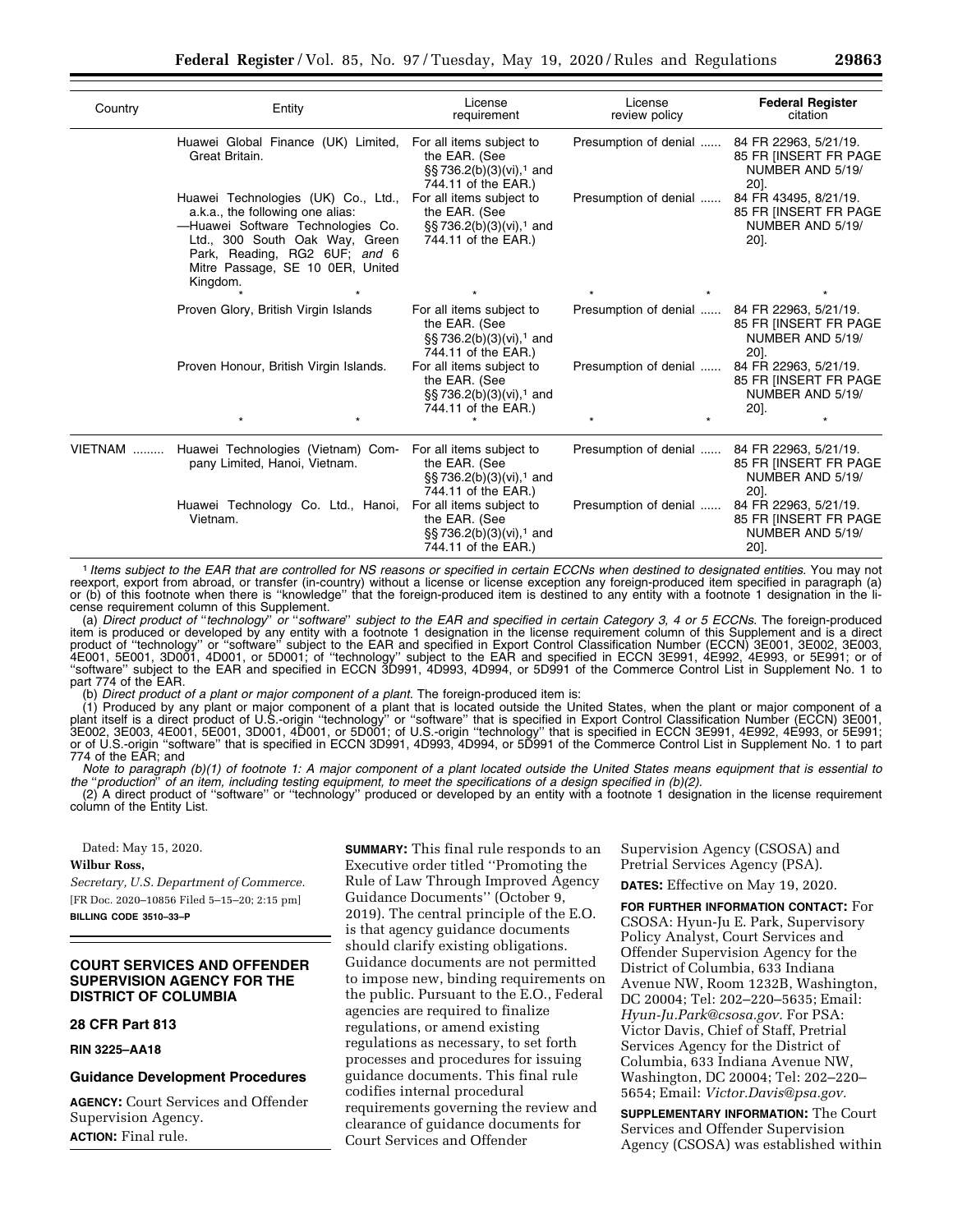| Country | Entity | License requirement | License review policy | **Federal Register** citation |
|---|---|---|---|---|
| | Huawei Global Finance (UK) Limited, Great Britain. | For all items subject to the EAR. (See §§ 736.2(b)(3)(vi),[1] and 744.11 of the EAR.) | Presumption of denial ...... | 84 FR 22963, 5/21/19. 85 FR [INSERT FR PAGE NUMBER AND 5/19/20]. |
| | Huawei Technologies (UK) Co., Ltd., a.k.a., the following one alias: —Huawei Software Technologies Co. Ltd., 300 South Oak Way, Green Park, Reading, RG2 6UF; *and* 6 Mitre Passage, SE 10 0ER, United Kingdom. | For all items subject to the EAR. (See §§ 736.2(b)(3)(vi),[1] and 744.11 of the EAR.) | Presumption of denial ...... | 84 FR 43495, 8/21/19. 85 FR [INSERT FR PAGE NUMBER AND 5/19/20]. |
| | * * | * | * * | * |
| | Proven Glory, British Virgin Islands | For all items subject to the EAR. (See §§ 736.2(b)(3)(vi),[1] and 744.11 of the EAR.) | Presumption of denial ...... | 84 FR 22963, 5/21/19. 85 FR [INSERT FR PAGE NUMBER AND 5/19/20]. |
| | Proven Honour, British Virgin Islands. | For all items subject to the EAR. (See §§ 736.2(b)(3)(vi),[1] and 744.11 of the EAR.) | Presumption of denial ...... | 84 FR 22963, 5/21/19. 85 FR [INSERT FR PAGE NUMBER AND 5/19/20]. |
| | * * | * | * * | * |
| VIETNAM ......... | Huawei Technologies (Vietnam) Company Limited, Hanoi, Vietnam. | For all items subject to the EAR. (See §§ 736.2(b)(3)(vi),[1] and 744.11 of the EAR.) | Presumption of denial ...... | 84 FR 22963, 5/21/19. 85 FR [INSERT FR PAGE NUMBER AND 5/19/20]. |
| | Huawei Technology Co. Ltd., Hanoi, Vietnam. | For all items subject to the EAR. (See §§ 736.2(b)(3)(vi),[1] and 744.11 of the EAR.) | Presumption of denial ...... | 84 FR 22963, 5/21/19. 85 FR [INSERT FR PAGE NUMBER AND 5/19/20]. |

[1] *Items subject to the EAR that are controlled for NS reasons or specified in certain ECCNs when destined to designated entities.* You may not reexport, export from abroad, or transfer (in-country) without a license or license exception any foreign-produced item specified in paragraph (a) or (b) of this footnote when there is "knowledge" that the foreign-produced item is destined to any entity with a footnote 1 designation in the license requirement column of this Supplement.

(a) *Direct product of "technology" or "software" subject to the EAR and specified in certain Category 3, 4 or 5 ECCNs.* The foreign-produced item is produced or developed by any entity with a footnote 1 designation in the license requirement column of this Supplement and is a direct product of "technology" or "software" subject to the EAR and specified in Export Control Classification Number (ECCN) 3E001, 3E002, 3E003, 4E001, 5E001, 3D001, 4D001, or 5D001; of "technology" subject to the EAR and specified in ECCN 3E991, 4E992, 4E993, or 5E991; or of "software" subject to the EAR and specified in ECCN 3D991, 4D993, 4D994, or 5D991 of the Commerce Control List in Supplement No. 1 to part 774 of the EAR.

(b) *Direct product of a plant or major component of a plant.* The foreign-produced item is:

(1) Produced by any plant or major component of a plant that is located outside the United States, when the plant or major component of a plant itself is a direct product of U.S.-origin "technology" or "software" that is specified in Export Control Classification Number (ECCN) 3E001, 3E002, 3E003, 4E001, 5E001, 3D001, 4D001, or 5D001; of U.S.-origin "technology" that is specified in ECCN 3E991, 4E992, 4E993, or 5E991; or of U.S.-origin "software" that is specified in ECCN 3D991, 4D993, 4D994, or 5D991 of the Commerce Control List in Supplement No. 1 to part 774 of the EAR; and

*Note to paragraph (b)(1) of footnote 1: A major component of a plant located outside the United States means equipment that is essential to the "production" of an item, including testing equipment, to meet the specifications of a design specified in (b)(2).*

(2) A direct product of "software" or "technology" produced or developed by an entity with a footnote 1 designation in the license requirement column of the Entity List.

Dated: May 15, 2020.

**Wilbur Ross,**

*Secretary, U.S. Department of Commerce.*

[FR Doc. 2020–10856 Filed 5–15–20; 2:15 pm]

**BILLING CODE 3510–33–P**

## COURT SERVICES AND OFFENDER SUPERVISION AGENCY FOR THE DISTRICT OF COLUMBIA

### 28 CFR Part 813

### RIN 3225–AA18

### Guidance Development Procedures

**AGENCY:** Court Services and Offender Supervision Agency.

**ACTION:** Final rule.

**SUMMARY:** This final rule responds to an Executive order titled "Promoting the Rule of Law Through Improved Agency Guidance Documents" (October 9, 2019). The central principle of the E.O. is that agency guidance documents should clarify existing obligations. Guidance documents are not permitted to impose new, binding requirements on the public. Pursuant to the E.O., Federal agencies are required to finalize regulations, or amend existing regulations as necessary, to set forth processes and procedures for issuing guidance documents. This final rule codifies internal procedural requirements governing the review and clearance of guidance documents for Court Services and Offender Supervision Agency (CSOSA) and Pretrial Services Agency (PSA).

**DATES:** Effective on May 19, 2020.

**FOR FURTHER INFORMATION CONTACT:** For CSOSA: Hyun-Ju E. Park, Supervisory Policy Analyst, Court Services and Offender Supervision Agency for the District of Columbia, 633 Indiana Avenue NW, Room 1232B, Washington, DC 20004; Tel: 202–220–5635; Email: *Hyun-Ju.Park@csosa.gov.* For PSA: Victor Davis, Chief of Staff, Pretrial Services Agency for the District of Columbia, 633 Indiana Avenue NW, Washington, DC 20004; Tel: 202–220–5654; Email: *Victor.Davis@psa.gov.*

**SUPPLEMENTARY INFORMATION:** The Court Services and Offender Supervision Agency (CSOSA) was established within